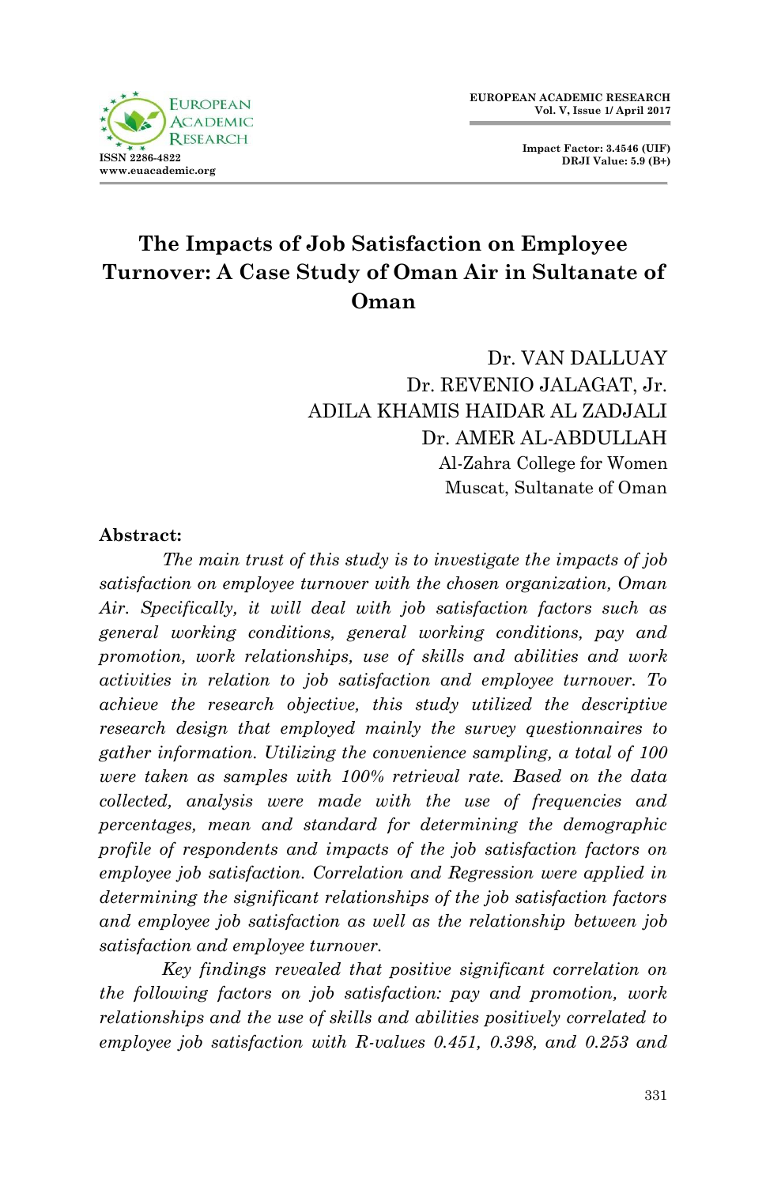# The Impacts of Job Satisfaction on Employee Turnover: A Case Study of Oman Air in Sultanate of Oman

Dr. VAN DALLUAY
Dr. REVENIO JALAGAT, Jr.
ADILA KHAMIS HAIDAR AL ZADJALI
Dr. AMER AL-ABDULLAH
Al-Zahra College for Women
Muscat, Sultanate of Oman

**Abstract:**

*The main trust of this study is to investigate the impacts of job satisfaction on employee turnover with the chosen organization, Oman Air. Specifically, it will deal with job satisfaction factors such as general working conditions, general working conditions, pay and promotion, work relationships, use of skills and abilities and work activities in relation to job satisfaction and employee turnover. To achieve the research objective, this study utilized the descriptive research design that employed mainly the survey questionnaires to gather information. Utilizing the convenience sampling, a total of 100 were taken as samples with 100% retrieval rate. Based on the data collected, analysis were made with the use of frequencies and percentages, mean and standard for determining the demographic profile of respondents and impacts of the job satisfaction factors on employee job satisfaction. Correlation and Regression were applied in determining the significant relationships of the job satisfaction factors and employee job satisfaction as well as the relationship between job satisfaction and employee turnover.*

*Key findings revealed that positive significant correlation on the following factors on job satisfaction: pay and promotion, work relationships and the use of skills and abilities positively correlated to employee job satisfaction with R-values 0.451, 0.398, and 0.253 and*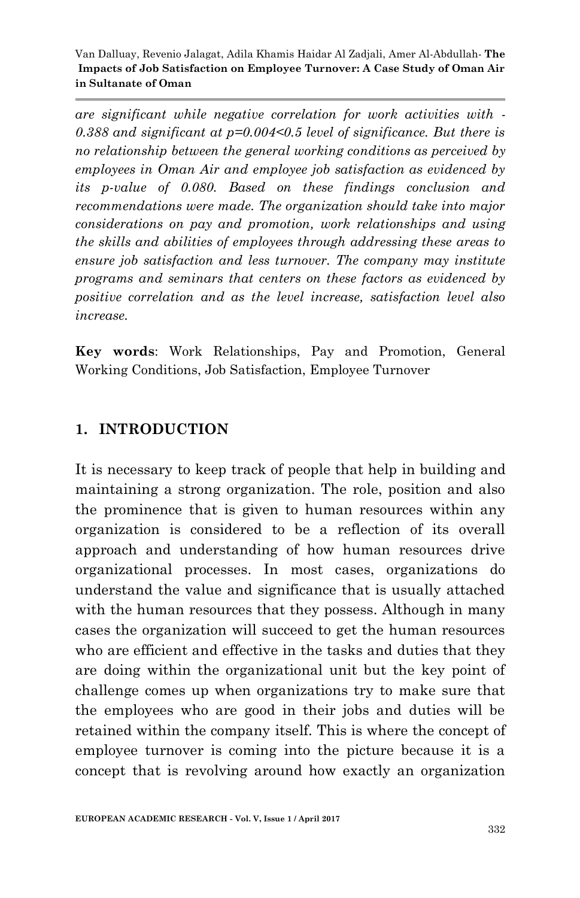*are significant while negative correlation for work activities with -0.388 and significant at p=0.004<0.5 level of significance. But there is no relationship between the general working conditions as perceived by employees in Oman Air and employee job satisfaction as evidenced by its p-value of 0.080. Based on these findings conclusion and recommendations were made. The organization should take into major considerations on pay and promotion, work relationships and using the skills and abilities of employees through addressing these areas to ensure job satisfaction and less turnover. The company may institute programs and seminars that centers on these factors as evidenced by positive correlation and as the level increase, satisfaction level also increase.*

**Key words**: Work Relationships, Pay and Promotion, General Working Conditions, Job Satisfaction, Employee Turnover

## 1. INTRODUCTION

It is necessary to keep track of people that help in building and maintaining a strong organization. The role, position and also the prominence that is given to human resources within any organization is considered to be a reflection of its overall approach and understanding of how human resources drive organizational processes. In most cases, organizations do understand the value and significance that is usually attached with the human resources that they possess. Although in many cases the organization will succeed to get the human resources who are efficient and effective in the tasks and duties that they are doing within the organizational unit but the key point of challenge comes up when organizations try to make sure that the employees who are good in their jobs and duties will be retained within the company itself. This is where the concept of employee turnover is coming into the picture because it is a concept that is revolving around how exactly an organization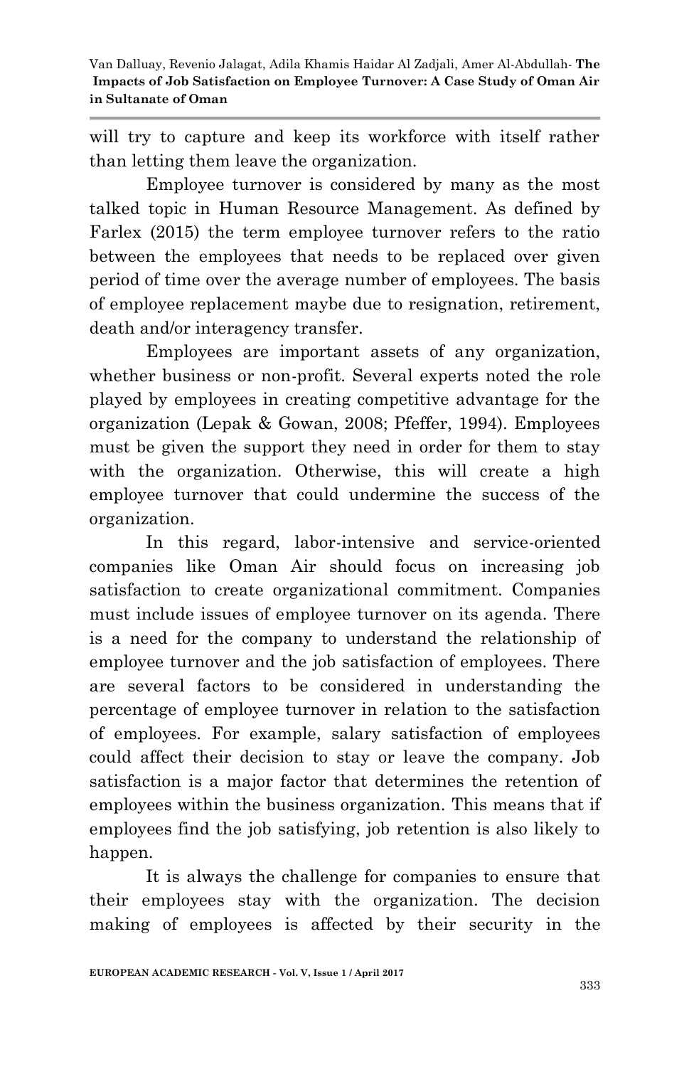will try to capture and keep its workforce with itself rather than letting them leave the organization.

Employee turnover is considered by many as the most talked topic in Human Resource Management. As defined by Farlex (2015) the term employee turnover refers to the ratio between the employees that needs to be replaced over given period of time over the average number of employees. The basis of employee replacement maybe due to resignation, retirement, death and/or interagency transfer.

Employees are important assets of any organization, whether business or non-profit. Several experts noted the role played by employees in creating competitive advantage for the organization (Lepak & Gowan, 2008; Pfeffer, 1994). Employees must be given the support they need in order for them to stay with the organization. Otherwise, this will create a high employee turnover that could undermine the success of the organization.

In this regard, labor-intensive and service-oriented companies like Oman Air should focus on increasing job satisfaction to create organizational commitment. Companies must include issues of employee turnover on its agenda. There is a need for the company to understand the relationship of employee turnover and the job satisfaction of employees. There are several factors to be considered in understanding the percentage of employee turnover in relation to the satisfaction of employees. For example, salary satisfaction of employees could affect their decision to stay or leave the company. Job satisfaction is a major factor that determines the retention of employees within the business organization. This means that if employees find the job satisfying, job retention is also likely to happen.

It is always the challenge for companies to ensure that their employees stay with the organization. The decision making of employees is affected by their security in the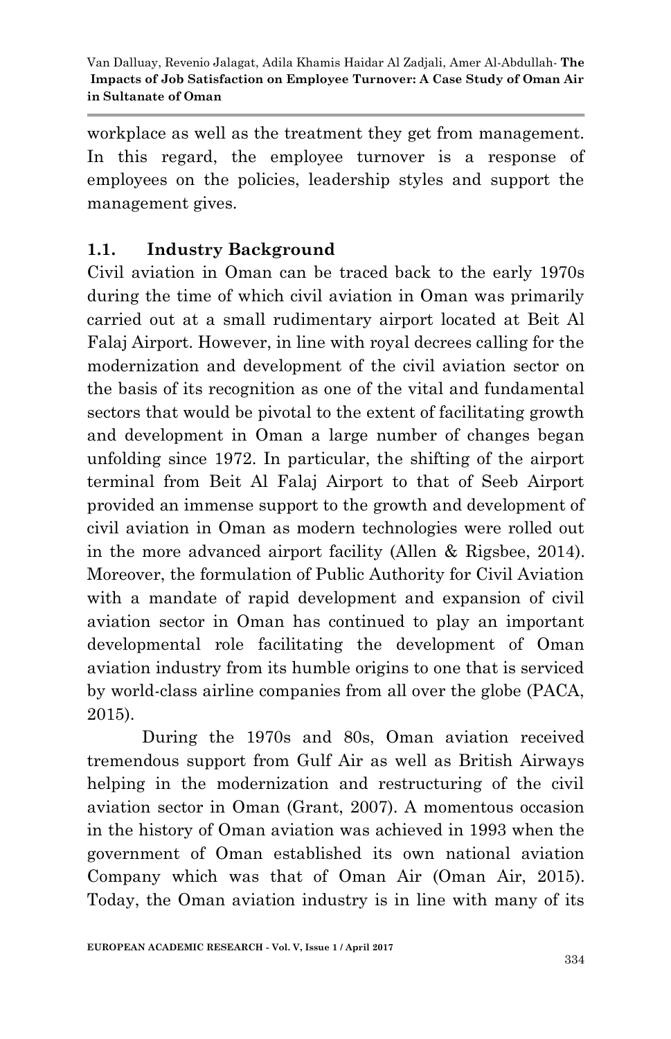workplace as well as the treatment they get from management. In this regard, the employee turnover is a response of employees on the policies, leadership styles and support the management gives.

## 1.1. Industry Background

Civil aviation in Oman can be traced back to the early 1970s during the time of which civil aviation in Oman was primarily carried out at a small rudimentary airport located at Beit Al Falaj Airport. However, in line with royal decrees calling for the modernization and development of the civil aviation sector on the basis of its recognition as one of the vital and fundamental sectors that would be pivotal to the extent of facilitating growth and development in Oman a large number of changes began unfolding since 1972. In particular, the shifting of the airport terminal from Beit Al Falaj Airport to that of Seeb Airport provided an immense support to the growth and development of civil aviation in Oman as modern technologies were rolled out in the more advanced airport facility (Allen & Rigsbee, 2014). Moreover, the formulation of Public Authority for Civil Aviation with a mandate of rapid development and expansion of civil aviation sector in Oman has continued to play an important developmental role facilitating the development of Oman aviation industry from its humble origins to one that is serviced by world-class airline companies from all over the globe (PACA, 2015).

During the 1970s and 80s, Oman aviation received tremendous support from Gulf Air as well as British Airways helping in the modernization and restructuring of the civil aviation sector in Oman (Grant, 2007). A momentous occasion in the history of Oman aviation was achieved in 1993 when the government of Oman established its own national aviation Company which was that of Oman Air (Oman Air, 2015). Today, the Oman aviation industry is in line with many of its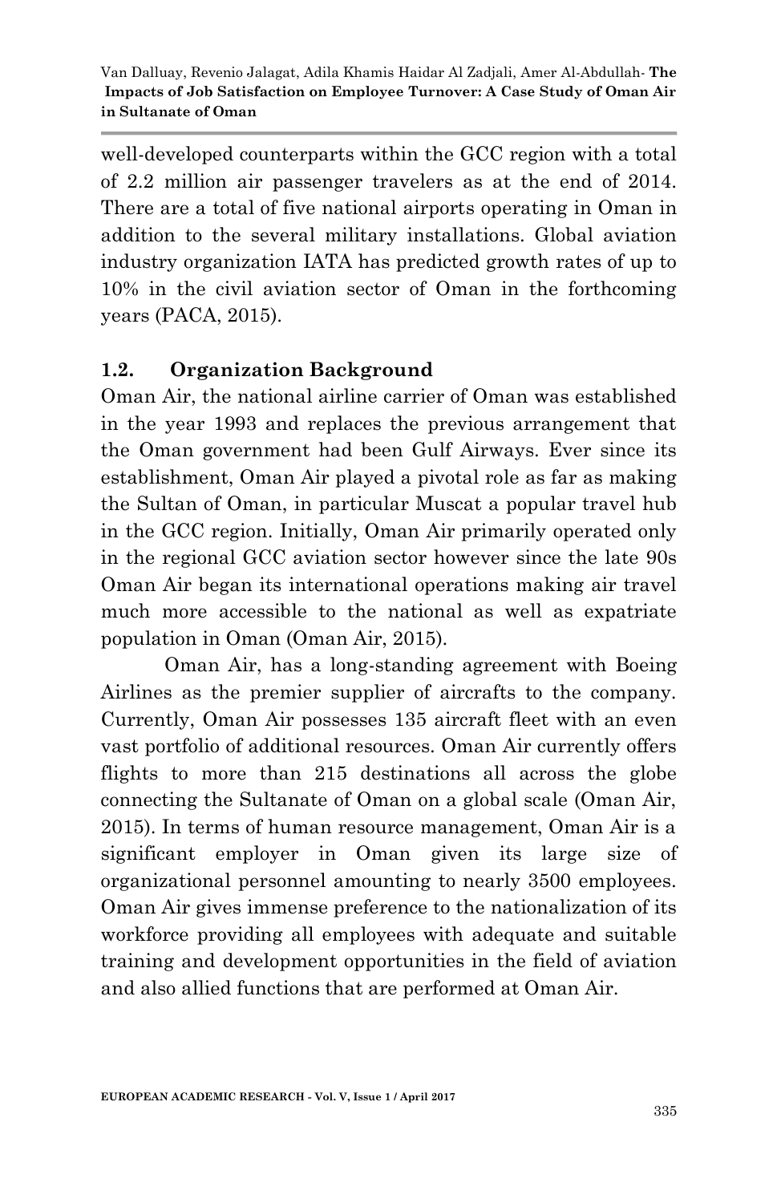well-developed counterparts within the GCC region with a total of 2.2 million air passenger travelers as at the end of 2014. There are a total of five national airports operating in Oman in addition to the several military installations. Global aviation industry organization IATA has predicted growth rates of up to 10% in the civil aviation sector of Oman in the forthcoming years (PACA, 2015).

## 1.2. Organization Background

Oman Air, the national airline carrier of Oman was established in the year 1993 and replaces the previous arrangement that the Oman government had been Gulf Airways. Ever since its establishment, Oman Air played a pivotal role as far as making the Sultan of Oman, in particular Muscat a popular travel hub in the GCC region. Initially, Oman Air primarily operated only in the regional GCC aviation sector however since the late 90s Oman Air began its international operations making air travel much more accessible to the national as well as expatriate population in Oman (Oman Air, 2015).

Oman Air, has a long-standing agreement with Boeing Airlines as the premier supplier of aircrafts to the company. Currently, Oman Air possesses 135 aircraft fleet with an even vast portfolio of additional resources. Oman Air currently offers flights to more than 215 destinations all across the globe connecting the Sultanate of Oman on a global scale (Oman Air, 2015). In terms of human resource management, Oman Air is a significant employer in Oman given its large size of organizational personnel amounting to nearly 3500 employees. Oman Air gives immense preference to the nationalization of its workforce providing all employees with adequate and suitable training and development opportunities in the field of aviation and also allied functions that are performed at Oman Air.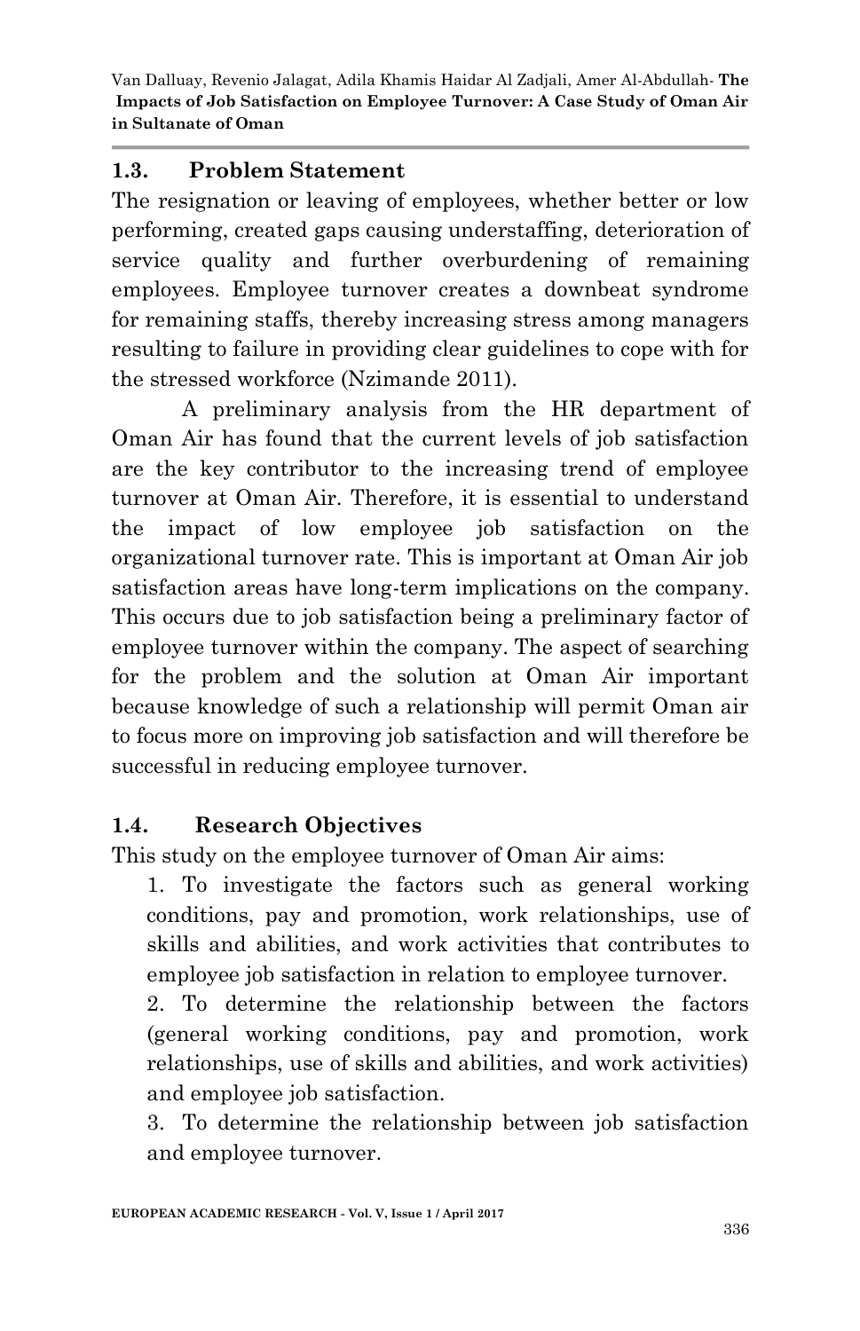### 1.3. Problem Statement

The resignation or leaving of employees, whether better or low performing, created gaps causing understaffing, deterioration of service quality and further overburdening of remaining employees. Employee turnover creates a downbeat syndrome for remaining staffs, thereby increasing stress among managers resulting to failure in providing clear guidelines to cope with for the stressed workforce (Nzimande 2011).

A preliminary analysis from the HR department of Oman Air has found that the current levels of job satisfaction are the key contributor to the increasing trend of employee turnover at Oman Air. Therefore, it is essential to understand the impact of low employee job satisfaction on the organizational turnover rate. This is important at Oman Air job satisfaction areas have long-term implications on the company. This occurs due to job satisfaction being a preliminary factor of employee turnover within the company. The aspect of searching for the problem and the solution at Oman Air important because knowledge of such a relationship will permit Oman air to focus more on improving job satisfaction and will therefore be successful in reducing employee turnover.

### 1.4. Research Objectives

This study on the employee turnover of Oman Air aims:

1. To investigate the factors such as general working conditions, pay and promotion, work relationships, use of skills and abilities, and work activities that contributes to employee job satisfaction in relation to employee turnover.
2. To determine the relationship between the factors (general working conditions, pay and promotion, work relationships, use of skills and abilities, and work activities) and employee job satisfaction.
3. To determine the relationship between job satisfaction and employee turnover.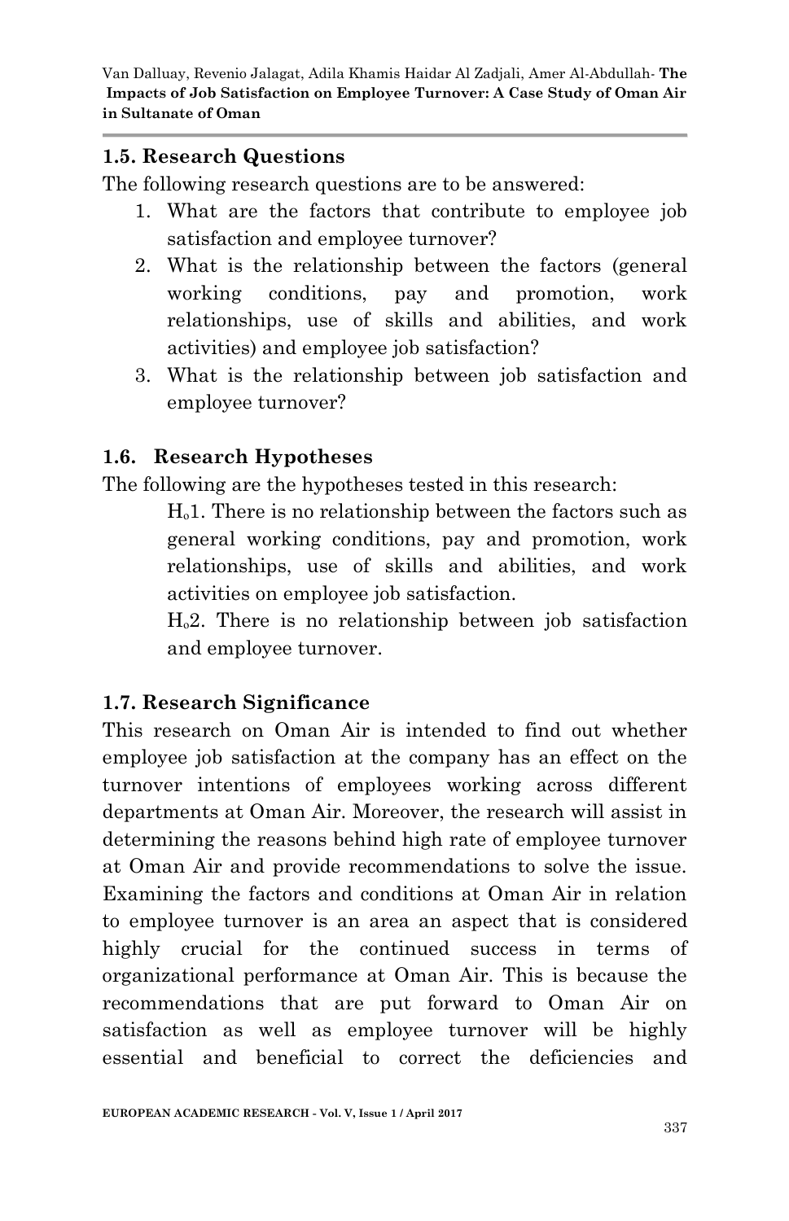### 1.5. Research Questions

The following research questions are to be answered:

1. What are the factors that contribute to employee job satisfaction and employee turnover?
2. What is the relationship between the factors (general working conditions, pay and promotion, work relationships, use of skills and abilities, and work activities) and employee job satisfaction?
3. What is the relationship between job satisfaction and employee turnover?

### 1.6. Research Hypotheses

The following are the hypotheses tested in this research:

$H_o1$. There is no relationship between the factors such as general working conditions, pay and promotion, work relationships, use of skills and abilities, and work activities on employee job satisfaction.

$H_o2$. There is no relationship between job satisfaction and employee turnover.

### 1.7. Research Significance

This research on Oman Air is intended to find out whether employee job satisfaction at the company has an effect on the turnover intentions of employees working across different departments at Oman Air. Moreover, the research will assist in determining the reasons behind high rate of employee turnover at Oman Air and provide recommendations to solve the issue. Examining the factors and conditions at Oman Air in relation to employee turnover is an area an aspect that is considered highly crucial for the continued success in terms of organizational performance at Oman Air. This is because the recommendations that are put forward to Oman Air on satisfaction as well as employee turnover will be highly essential and beneficial to correct the deficiencies and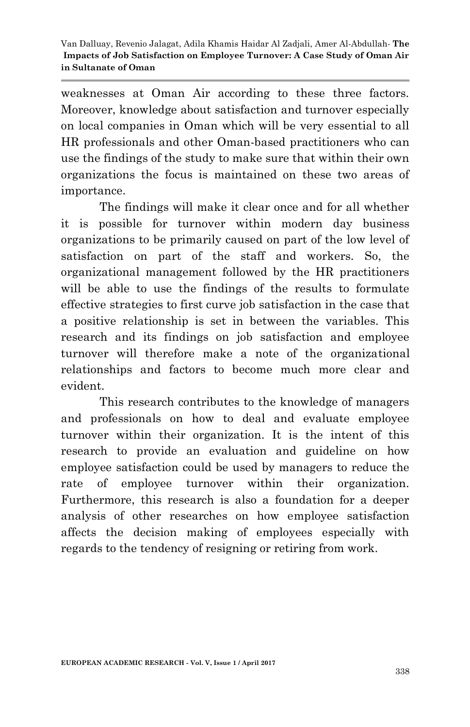weaknesses at Oman Air according to these three factors. Moreover, knowledge about satisfaction and turnover especially on local companies in Oman which will be very essential to all HR professionals and other Oman-based practitioners who can use the findings of the study to make sure that within their own organizations the focus is maintained on these two areas of importance.

The findings will make it clear once and for all whether it is possible for turnover within modern day business organizations to be primarily caused on part of the low level of satisfaction on part of the staff and workers. So, the organizational management followed by the HR practitioners will be able to use the findings of the results to formulate effective strategies to first curve job satisfaction in the case that a positive relationship is set in between the variables. This research and its findings on job satisfaction and employee turnover will therefore make a note of the organizational relationships and factors to become much more clear and evident.

This research contributes to the knowledge of managers and professionals on how to deal and evaluate employee turnover within their organization. It is the intent of this research to provide an evaluation and guideline on how employee satisfaction could be used by managers to reduce the rate of employee turnover within their organization. Furthermore, this research is also a foundation for a deeper analysis of other researches on how employee satisfaction affects the decision making of employees especially with regards to the tendency of resigning or retiring from work.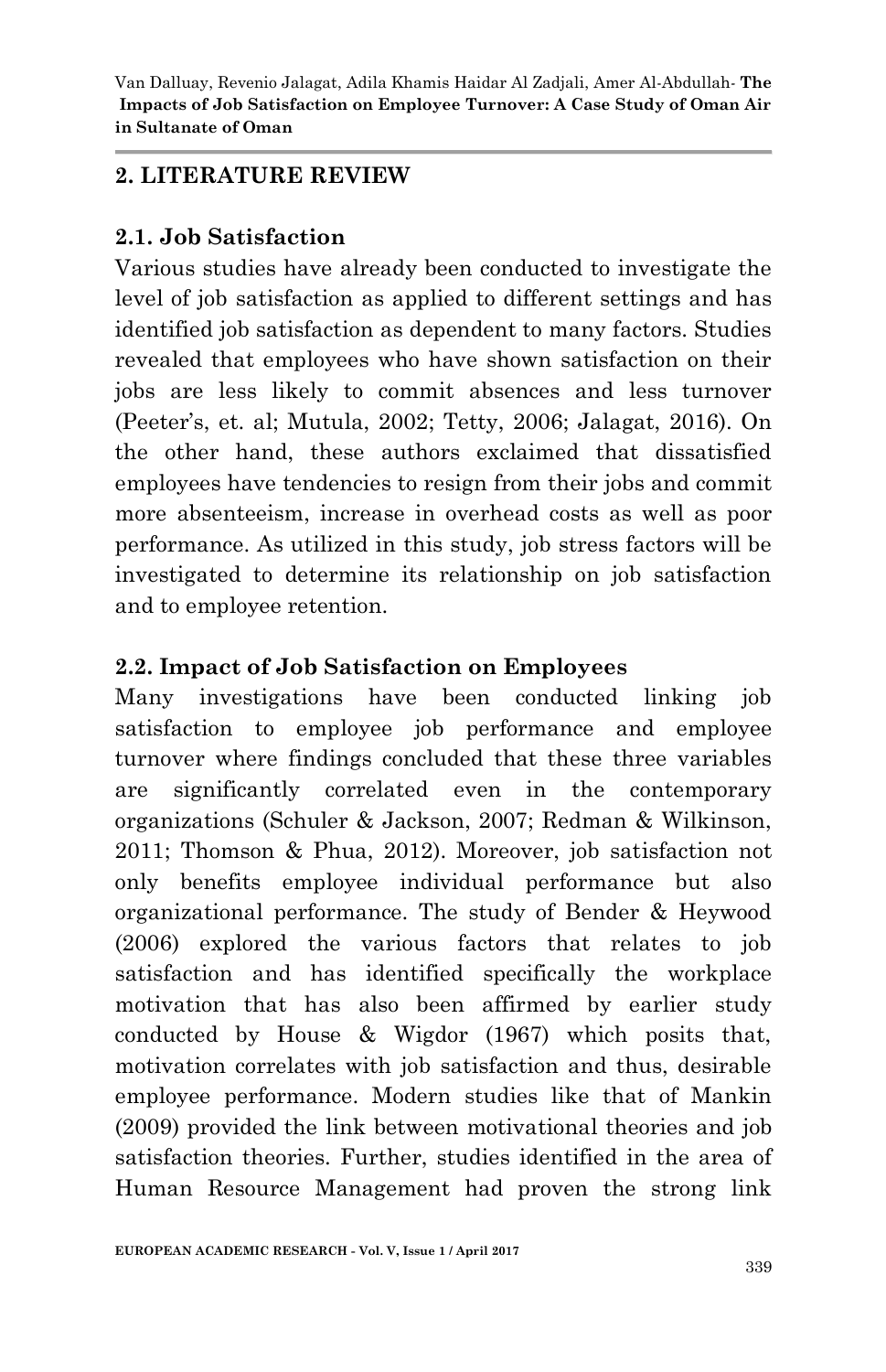## 2. LITERATURE REVIEW

### 2.1. Job Satisfaction

Various studies have already been conducted to investigate the level of job satisfaction as applied to different settings and has identified job satisfaction as dependent to many factors. Studies revealed that employees who have shown satisfaction on their jobs are less likely to commit absences and less turnover (Peeter's, et. al; Mutula, 2002; Tetty, 2006; Jalagat, 2016). On the other hand, these authors exclaimed that dissatisfied employees have tendencies to resign from their jobs and commit more absenteeism, increase in overhead costs as well as poor performance. As utilized in this study, job stress factors will be investigated to determine its relationship on job satisfaction and to employee retention.

### 2.2. Impact of Job Satisfaction on Employees

Many investigations have been conducted linking job satisfaction to employee job performance and employee turnover where findings concluded that these three variables are significantly correlated even in the contemporary organizations (Schuler & Jackson, 2007; Redman & Wilkinson, 2011; Thomson & Phua, 2012). Moreover, job satisfaction not only benefits employee individual performance but also organizational performance. The study of Bender & Heywood (2006) explored the various factors that relates to job satisfaction and has identified specifically the workplace motivation that has also been affirmed by earlier study conducted by House & Wigdor (1967) which posits that, motivation correlates with job satisfaction and thus, desirable employee performance. Modern studies like that of Mankin (2009) provided the link between motivational theories and job satisfaction theories. Further, studies identified in the area of Human Resource Management had proven the strong link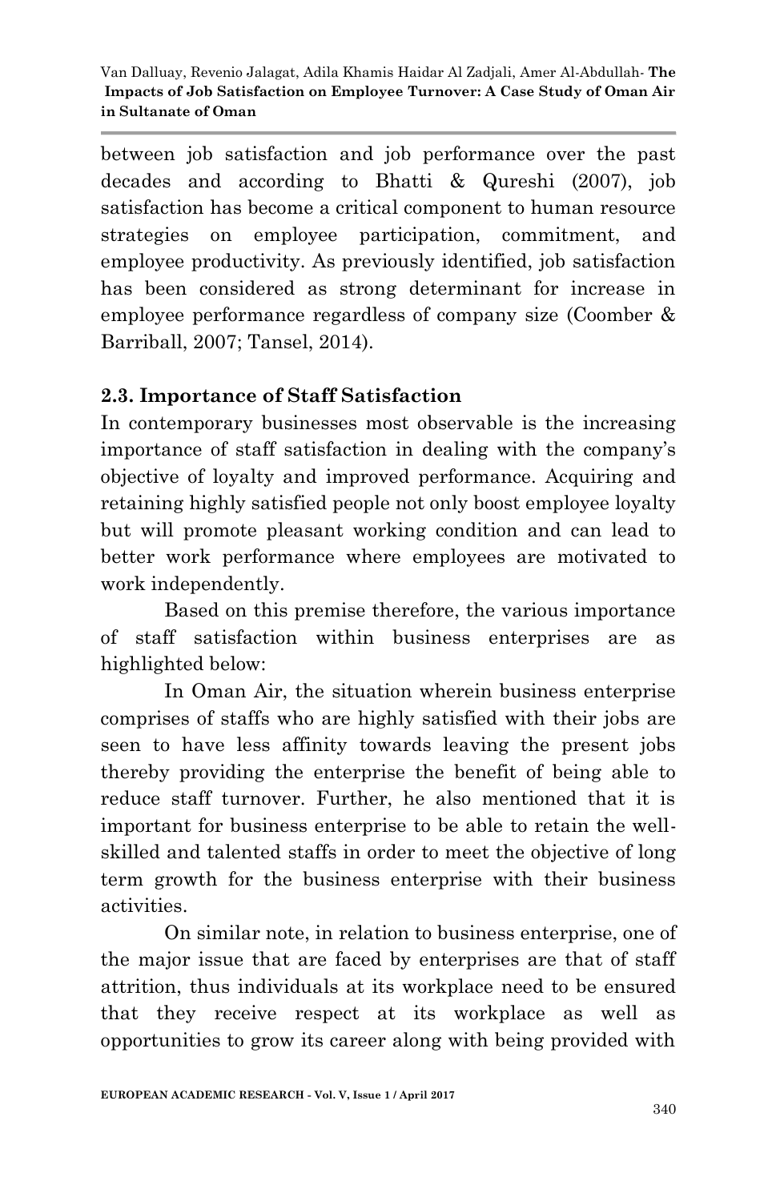between job satisfaction and job performance over the past decades and according to Bhatti & Qureshi (2007), job satisfaction has become a critical component to human resource strategies on employee participation, commitment, and employee productivity. As previously identified, job satisfaction has been considered as strong determinant for increase in employee performance regardless of company size (Coomber & Barriball, 2007; Tansel, 2014).

## 2.3. Importance of Staff Satisfaction

In contemporary businesses most observable is the increasing importance of staff satisfaction in dealing with the company's objective of loyalty and improved performance. Acquiring and retaining highly satisfied people not only boost employee loyalty but will promote pleasant working condition and can lead to better work performance where employees are motivated to work independently.

Based on this premise therefore, the various importance of staff satisfaction within business enterprises are as highlighted below:

In Oman Air, the situation wherein business enterprise comprises of staffs who are highly satisfied with their jobs are seen to have less affinity towards leaving the present jobs thereby providing the enterprise the benefit of being able to reduce staff turnover. Further, he also mentioned that it is important for business enterprise to be able to retain the well-skilled and talented staffs in order to meet the objective of long term growth for the business enterprise with their business activities.

On similar note, in relation to business enterprise, one of the major issue that are faced by enterprises are that of staff attrition, thus individuals at its workplace need to be ensured that they receive respect at its workplace as well as opportunities to grow its career along with being provided with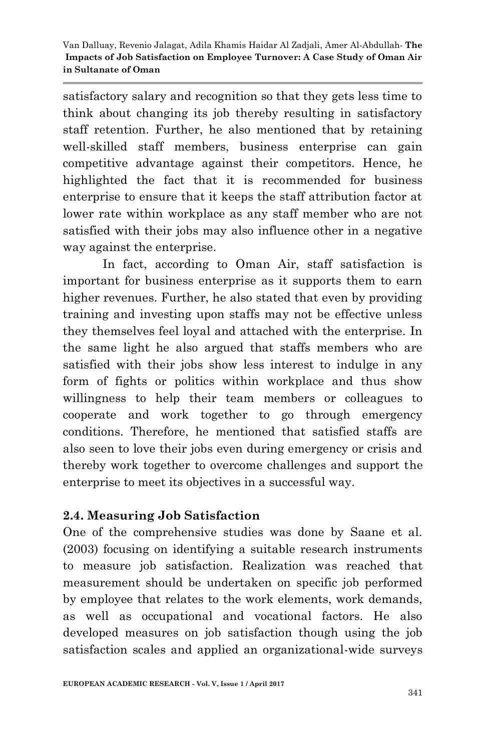satisfactory salary and recognition so that they gets less time to think about changing its job thereby resulting in satisfactory staff retention. Further, he also mentioned that by retaining well-skilled staff members, business enterprise can gain competitive advantage against their competitors. Hence, he highlighted the fact that it is recommended for business enterprise to ensure that it keeps the staff attribution factor at lower rate within workplace as any staff member who are not satisfied with their jobs may also influence other in a negative way against the enterprise.

In fact, according to Oman Air, staff satisfaction is important for business enterprise as it supports them to earn higher revenues. Further, he also stated that even by providing training and investing upon staffs may not be effective unless they themselves feel loyal and attached with the enterprise. In the same light he also argued that staffs members who are satisfied with their jobs show less interest to indulge in any form of fights or politics within workplace and thus show willingness to help their team members or colleagues to cooperate and work together to go through emergency conditions. Therefore, he mentioned that satisfied staffs are also seen to love their jobs even during emergency or crisis and thereby work together to overcome challenges and support the enterprise to meet its objectives in a successful way.

## 2.4. Measuring Job Satisfaction

One of the comprehensive studies was done by Saane et al. (2003) focusing on identifying a suitable research instruments to measure job satisfaction. Realization was reached that measurement should be undertaken on specific job performed by employee that relates to the work elements, work demands, as well as occupational and vocational factors. He also developed measures on job satisfaction though using the job satisfaction scales and applied an organizational-wide surveys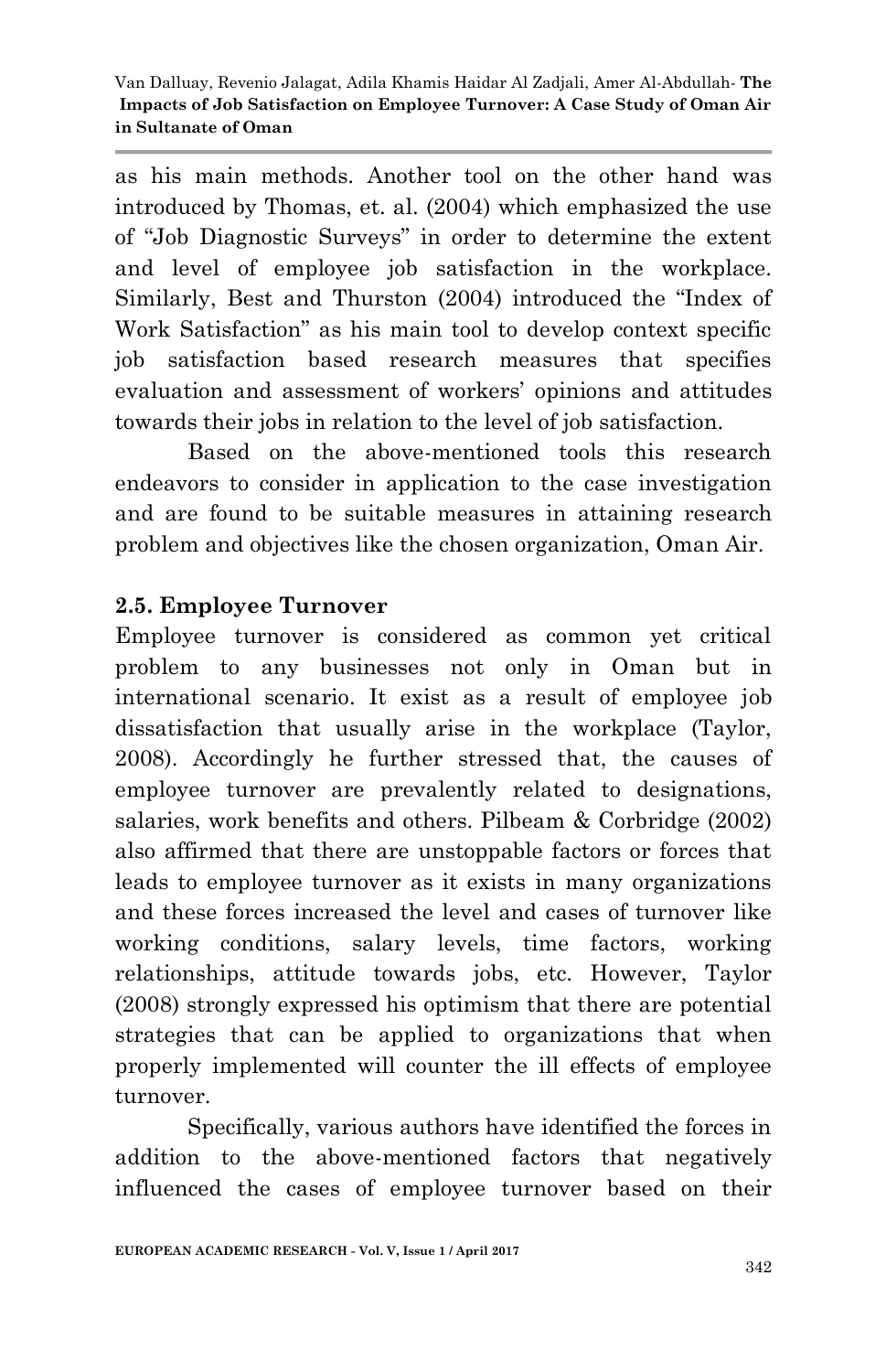as his main methods. Another tool on the other hand was introduced by Thomas, et. al. (2004) which emphasized the use of "Job Diagnostic Surveys" in order to determine the extent and level of employee job satisfaction in the workplace. Similarly, Best and Thurston (2004) introduced the "Index of Work Satisfaction" as his main tool to develop context specific job satisfaction based research measures that specifies evaluation and assessment of workers' opinions and attitudes towards their jobs in relation to the level of job satisfaction.

Based on the above-mentioned tools this research endeavors to consider in application to the case investigation and are found to be suitable measures in attaining research problem and objectives like the chosen organization, Oman Air.

## 2.5. Employee Turnover

Employee turnover is considered as common yet critical problem to any businesses not only in Oman but in international scenario. It exist as a result of employee job dissatisfaction that usually arise in the workplace (Taylor, 2008). Accordingly he further stressed that, the causes of employee turnover are prevalently related to designations, salaries, work benefits and others. Pilbeam & Corbridge (2002) also affirmed that there are unstoppable factors or forces that leads to employee turnover as it exists in many organizations and these forces increased the level and cases of turnover like working conditions, salary levels, time factors, working relationships, attitude towards jobs, etc. However, Taylor (2008) strongly expressed his optimism that there are potential strategies that can be applied to organizations that when properly implemented will counter the ill effects of employee turnover.

Specifically, various authors have identified the forces in addition to the above-mentioned factors that negatively influenced the cases of employee turnover based on their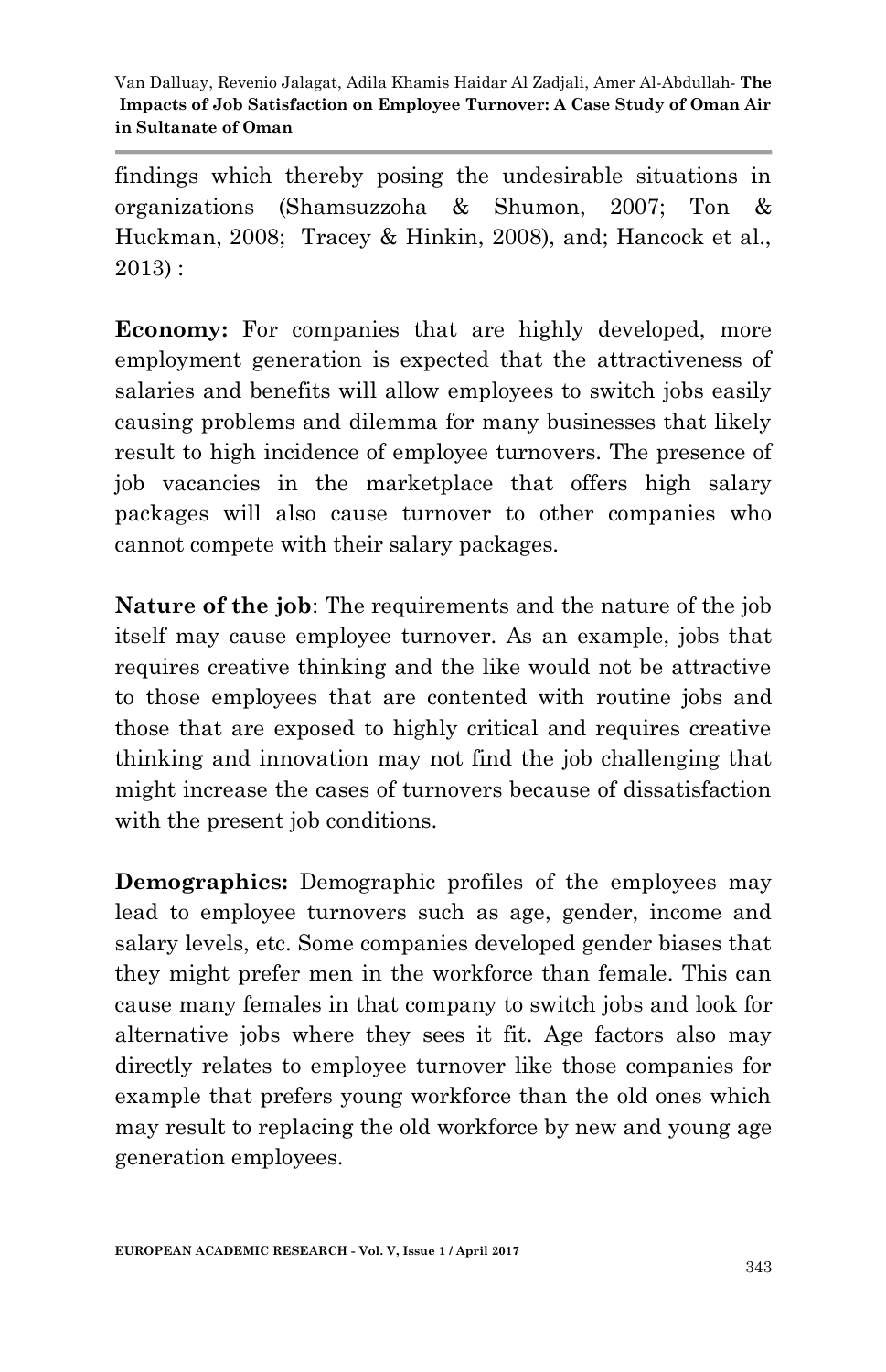findings which thereby posing the undesirable situations in organizations (Shamsuzzoha & Shumon, 2007; Ton & Huckman, 2008; Tracey & Hinkin, 2008), and; Hancock et al., 2013) :

**Economy:** For companies that are highly developed, more employment generation is expected that the attractiveness of salaries and benefits will allow employees to switch jobs easily causing problems and dilemma for many businesses that likely result to high incidence of employee turnovers. The presence of job vacancies in the marketplace that offers high salary packages will also cause turnover to other companies who cannot compete with their salary packages.

**Nature of the job**: The requirements and the nature of the job itself may cause employee turnover. As an example, jobs that requires creative thinking and the like would not be attractive to those employees that are contented with routine jobs and those that are exposed to highly critical and requires creative thinking and innovation may not find the job challenging that might increase the cases of turnovers because of dissatisfaction with the present job conditions.

**Demographics:** Demographic profiles of the employees may lead to employee turnovers such as age, gender, income and salary levels, etc. Some companies developed gender biases that they might prefer men in the workforce than female. This can cause many females in that company to switch jobs and look for alternative jobs where they sees it fit. Age factors also may directly relates to employee turnover like those companies for example that prefers young workforce than the old ones which may result to replacing the old workforce by new and young age generation employees.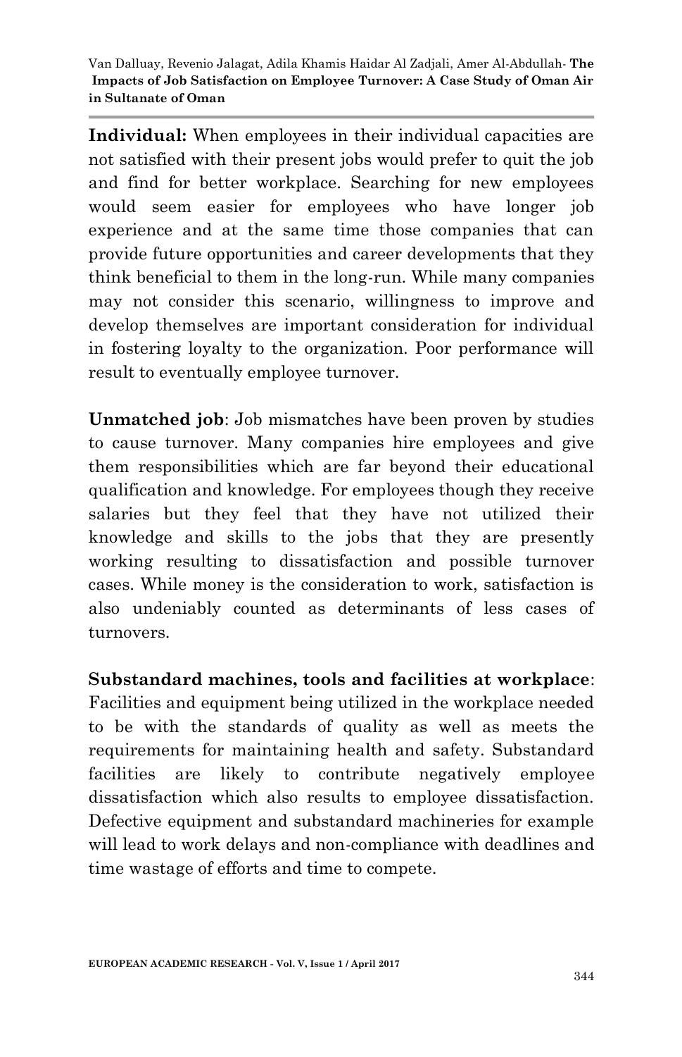**Individual:** When employees in their individual capacities are not satisfied with their present jobs would prefer to quit the job and find for better workplace. Searching for new employees would seem easier for employees who have longer job experience and at the same time those companies that can provide future opportunities and career developments that they think beneficial to them in the long-run. While many companies may not consider this scenario, willingness to improve and develop themselves are important consideration for individual in fostering loyalty to the organization. Poor performance will result to eventually employee turnover.

**Unmatched job**: Job mismatches have been proven by studies to cause turnover. Many companies hire employees and give them responsibilities which are far beyond their educational qualification and knowledge. For employees though they receive salaries but they feel that they have not utilized their knowledge and skills to the jobs that they are presently working resulting to dissatisfaction and possible turnover cases. While money is the consideration to work, satisfaction is also undeniably counted as determinants of less cases of turnovers.

**Substandard machines, tools and facilities at workplace**: Facilities and equipment being utilized in the workplace needed to be with the standards of quality as well as meets the requirements for maintaining health and safety. Substandard facilities are likely to contribute negatively employee dissatisfaction which also results to employee dissatisfaction. Defective equipment and substandard machineries for example will lead to work delays and non-compliance with deadlines and time wastage of efforts and time to compete.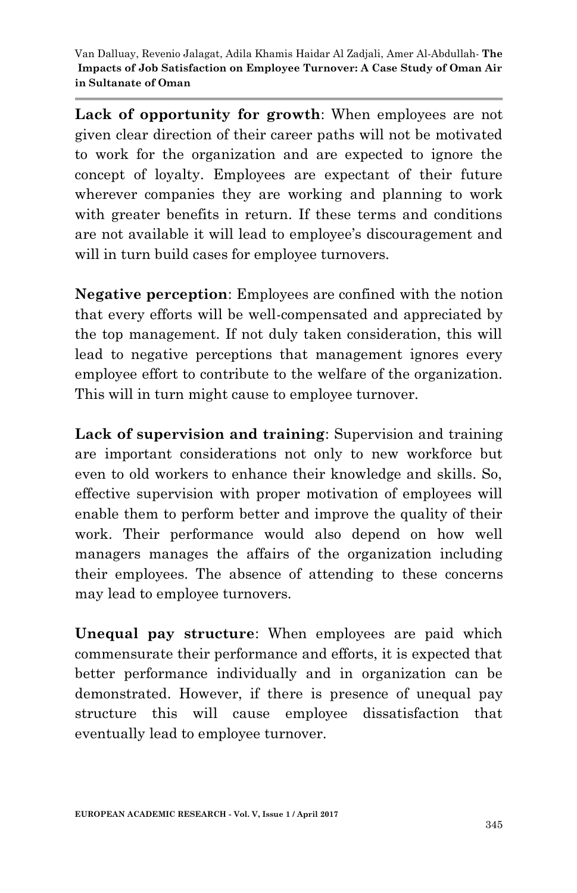**Lack of opportunity for growth**: When employees are not given clear direction of their career paths will not be motivated to work for the organization and are expected to ignore the concept of loyalty. Employees are expectant of their future wherever companies they are working and planning to work with greater benefits in return. If these terms and conditions are not available it will lead to employee's discouragement and will in turn build cases for employee turnovers.

**Negative perception**: Employees are confined with the notion that every efforts will be well-compensated and appreciated by the top management. If not duly taken consideration, this will lead to negative perceptions that management ignores every employee effort to contribute to the welfare of the organization. This will in turn might cause to employee turnover.

**Lack of supervision and training**: Supervision and training are important considerations not only to new workforce but even to old workers to enhance their knowledge and skills. So, effective supervision with proper motivation of employees will enable them to perform better and improve the quality of their work. Their performance would also depend on how well managers manages the affairs of the organization including their employees. The absence of attending to these concerns may lead to employee turnovers.

**Unequal pay structure**: When employees are paid which commensurate their performance and efforts, it is expected that better performance individually and in organization can be demonstrated. However, if there is presence of unequal pay structure this will cause employee dissatisfaction that eventually lead to employee turnover.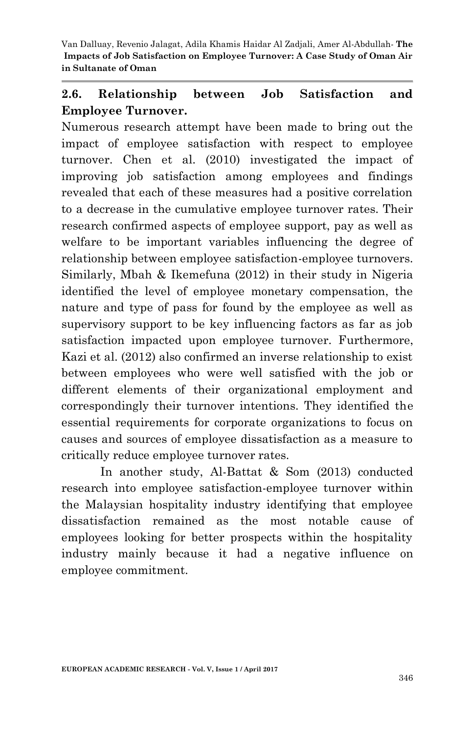## 2.6. Relationship between Job Satisfaction and Employee Turnover.

Numerous research attempt have been made to bring out the impact of employee satisfaction with respect to employee turnover. Chen et al. (2010) investigated the impact of improving job satisfaction among employees and findings revealed that each of these measures had a positive correlation to a decrease in the cumulative employee turnover rates. Their research confirmed aspects of employee support, pay as well as welfare to be important variables influencing the degree of relationship between employee satisfaction-employee turnovers. Similarly, Mbah & Ikemefuna (2012) in their study in Nigeria identified the level of employee monetary compensation, the nature and type of pass for found by the employee as well as supervisory support to be key influencing factors as far as job satisfaction impacted upon employee turnover. Furthermore, Kazi et al. (2012) also confirmed an inverse relationship to exist between employees who were well satisfied with the job or different elements of their organizational employment and correspondingly their turnover intentions. They identified the essential requirements for corporate organizations to focus on causes and sources of employee dissatisfaction as a measure to critically reduce employee turnover rates.

In another study, Al-Battat & Som (2013) conducted research into employee satisfaction-employee turnover within the Malaysian hospitality industry identifying that employee dissatisfaction remained as the most notable cause of employees looking for better prospects within the hospitality industry mainly because it had a negative influence on employee commitment.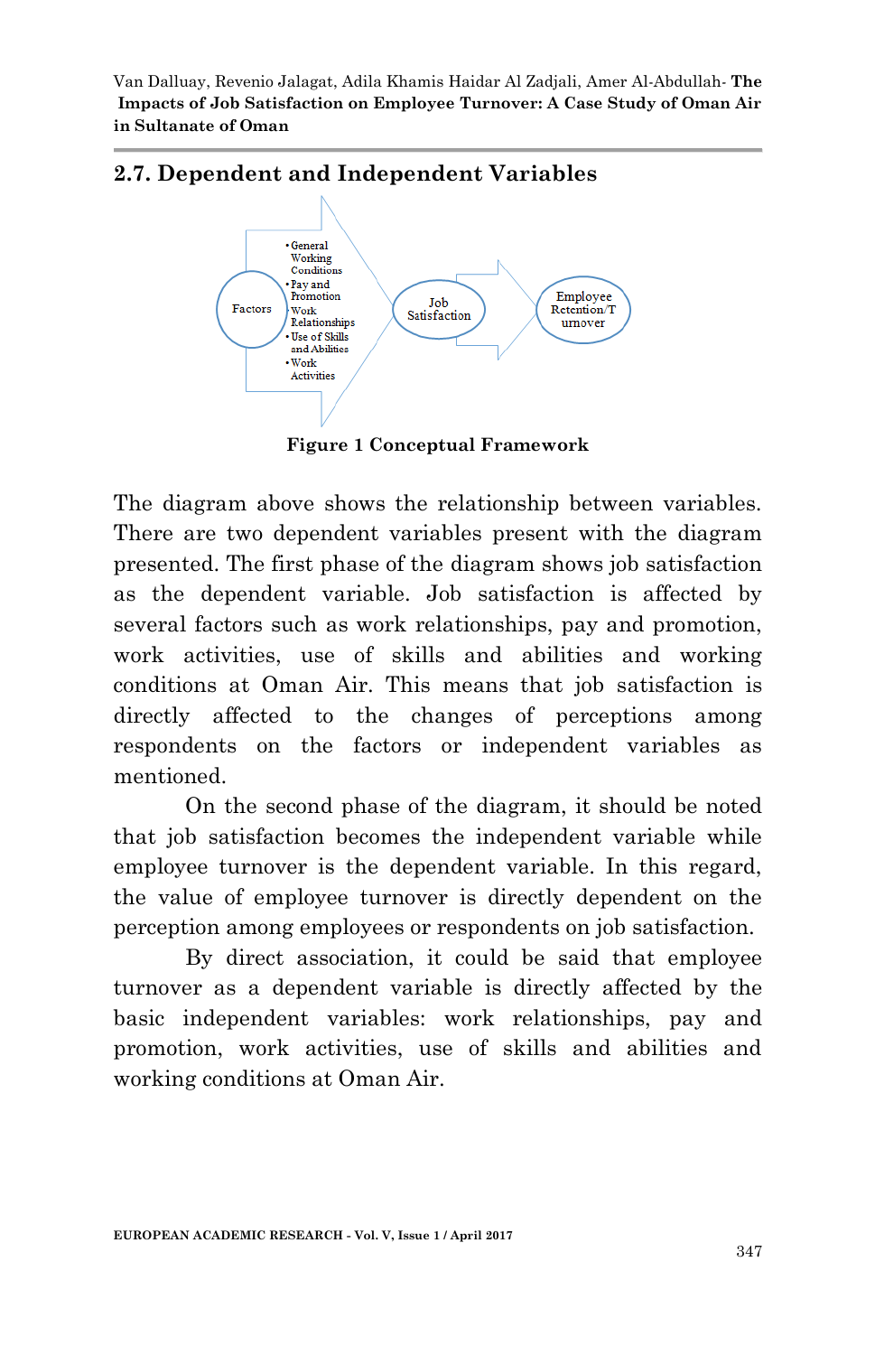## 2.7. Dependent and Independent Variables

Figure 1 Conceptual Framework

The diagram above shows the relationship between variables. There are two dependent variables present with the diagram presented. The first phase of the diagram shows job satisfaction as the dependent variable. Job satisfaction is affected by several factors such as work relationships, pay and promotion, work activities, use of skills and abilities and working conditions at Oman Air. This means that job satisfaction is directly affected to the changes of perceptions among respondents on the factors or independent variables as mentioned.

On the second phase of the diagram, it should be noted that job satisfaction becomes the independent variable while employee turnover is the dependent variable. In this regard, the value of employee turnover is directly dependent on the perception among employees or respondents on job satisfaction.

By direct association, it could be said that employee turnover as a dependent variable is directly affected by the basic independent variables: work relationships, pay and promotion, work activities, use of skills and abilities and working conditions at Oman Air.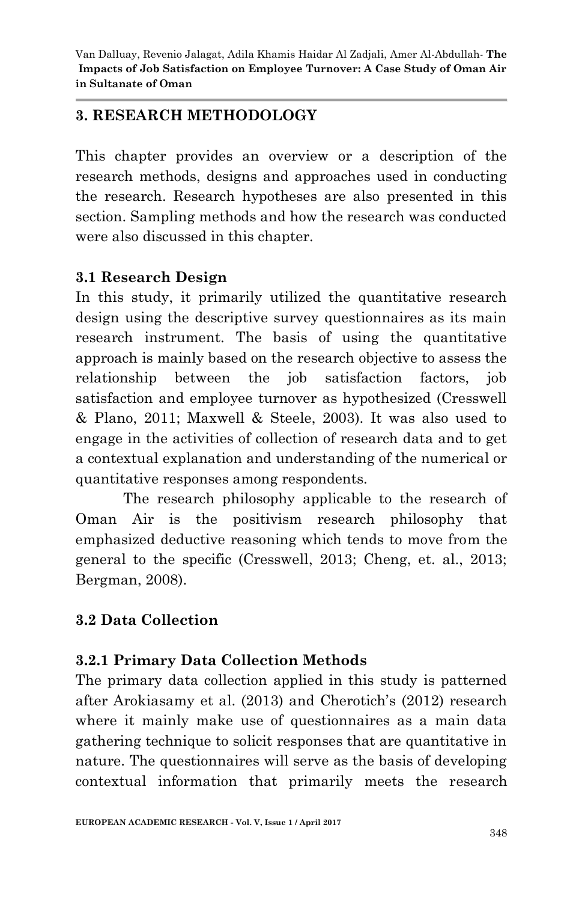## 3. RESEARCH METHODOLOGY

This chapter provides an overview or a description of the research methods, designs and approaches used in conducting the research. Research hypotheses are also presented in this section. Sampling methods and how the research was conducted were also discussed in this chapter.

### 3.1 Research Design

In this study, it primarily utilized the quantitative research design using the descriptive survey questionnaires as its main research instrument. The basis of using the quantitative approach is mainly based on the research objective to assess the relationship between the job satisfaction factors, job satisfaction and employee turnover as hypothesized (Cresswell & Plano, 2011; Maxwell & Steele, 2003). It was also used to engage in the activities of collection of research data and to get a contextual explanation and understanding of the numerical or quantitative responses among respondents.

The research philosophy applicable to the research of Oman Air is the positivism research philosophy that emphasized deductive reasoning which tends to move from the general to the specific (Cresswell, 2013; Cheng, et. al., 2013; Bergman, 2008).

### 3.2 Data Collection

#### 3.2.1 Primary Data Collection Methods

The primary data collection applied in this study is patterned after Arokiasamy et al. (2013) and Cherotich's (2012) research where it mainly make use of questionnaires as a main data gathering technique to solicit responses that are quantitative in nature. The questionnaires will serve as the basis of developing contextual information that primarily meets the research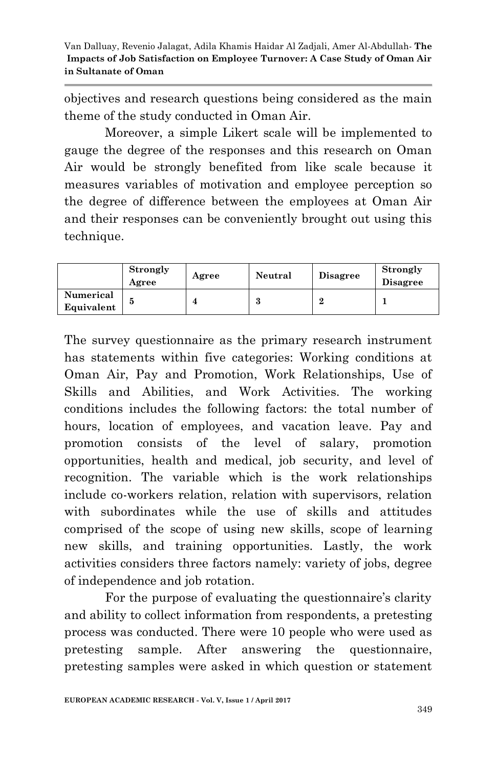objectives and research questions being considered as the main theme of the study conducted in Oman Air.

Moreover, a simple Likert scale will be implemented to gauge the degree of the responses and this research on Oman Air would be strongly benefited from like scale because it measures variables of motivation and employee perception so the degree of difference between the employees at Oman Air and their responses can be conveniently brought out using this technique.

| | Strongly Agree | Agree | Neutral | Disagree | Strongly Disagree |
|---|---|---|---|---|---|
| Numerical Equivalent | 5 | 4 | 3 | 2 | 1 |

The survey questionnaire as the primary research instrument has statements within five categories: Working conditions at Oman Air, Pay and Promotion, Work Relationships, Use of Skills and Abilities, and Work Activities. The working conditions includes the following factors: the total number of hours, location of employees, and vacation leave. Pay and promotion consists of the level of salary, promotion opportunities, health and medical, job security, and level of recognition. The variable which is the work relationships include co-workers relation, relation with supervisors, relation with subordinates while the use of skills and attitudes comprised of the scope of using new skills, scope of learning new skills, and training opportunities. Lastly, the work activities considers three factors namely: variety of jobs, degree of independence and job rotation.

For the purpose of evaluating the questionnaire's clarity and ability to collect information from respondents, a pretesting process was conducted. There were 10 people who were used as pretesting sample. After answering the questionnaire, pretesting samples were asked in which question or statement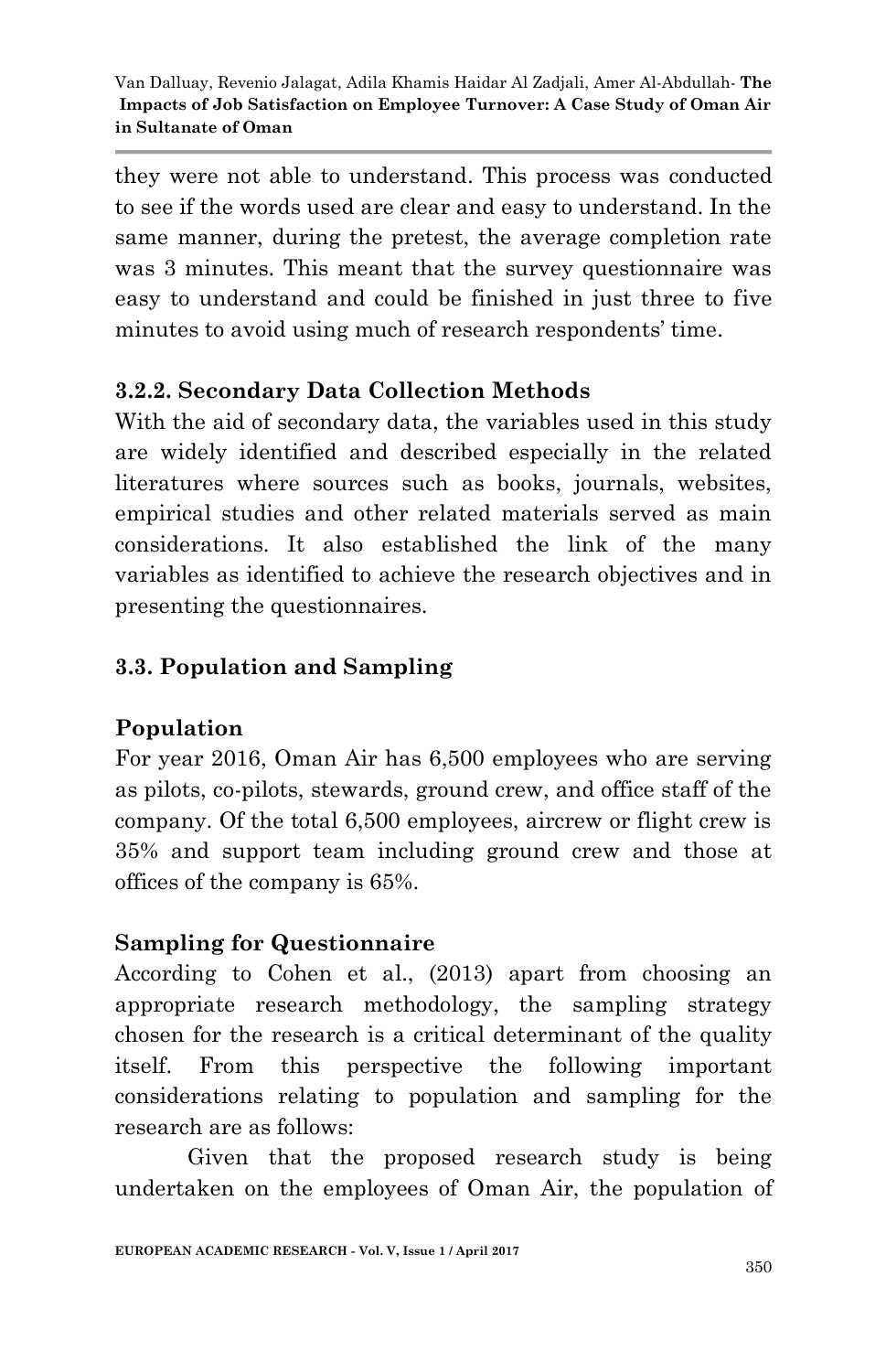they were not able to understand. This process was conducted to see if the words used are clear and easy to understand. In the same manner, during the pretest, the average completion rate was 3 minutes. This meant that the survey questionnaire was easy to understand and could be finished in just three to five minutes to avoid using much of research respondents' time.

### 3.2.2. Secondary Data Collection Methods

With the aid of secondary data, the variables used in this study are widely identified and described especially in the related literatures where sources such as books, journals, websites, empirical studies and other related materials served as main considerations. It also established the link of the many variables as identified to achieve the research objectives and in presenting the questionnaires.

## 3.3. Population and Sampling

### Population

For year 2016, Oman Air has 6,500 employees who are serving as pilots, co-pilots, stewards, ground crew, and office staff of the company. Of the total 6,500 employees, aircrew or flight crew is 35% and support team including ground crew and those at offices of the company is 65%.

### Sampling for Questionnaire

According to Cohen et al., (2013) apart from choosing an appropriate research methodology, the sampling strategy chosen for the research is a critical determinant of the quality itself. From this perspective the following important considerations relating to population and sampling for the research are as follows:

Given that the proposed research study is being undertaken on the employees of Oman Air, the population of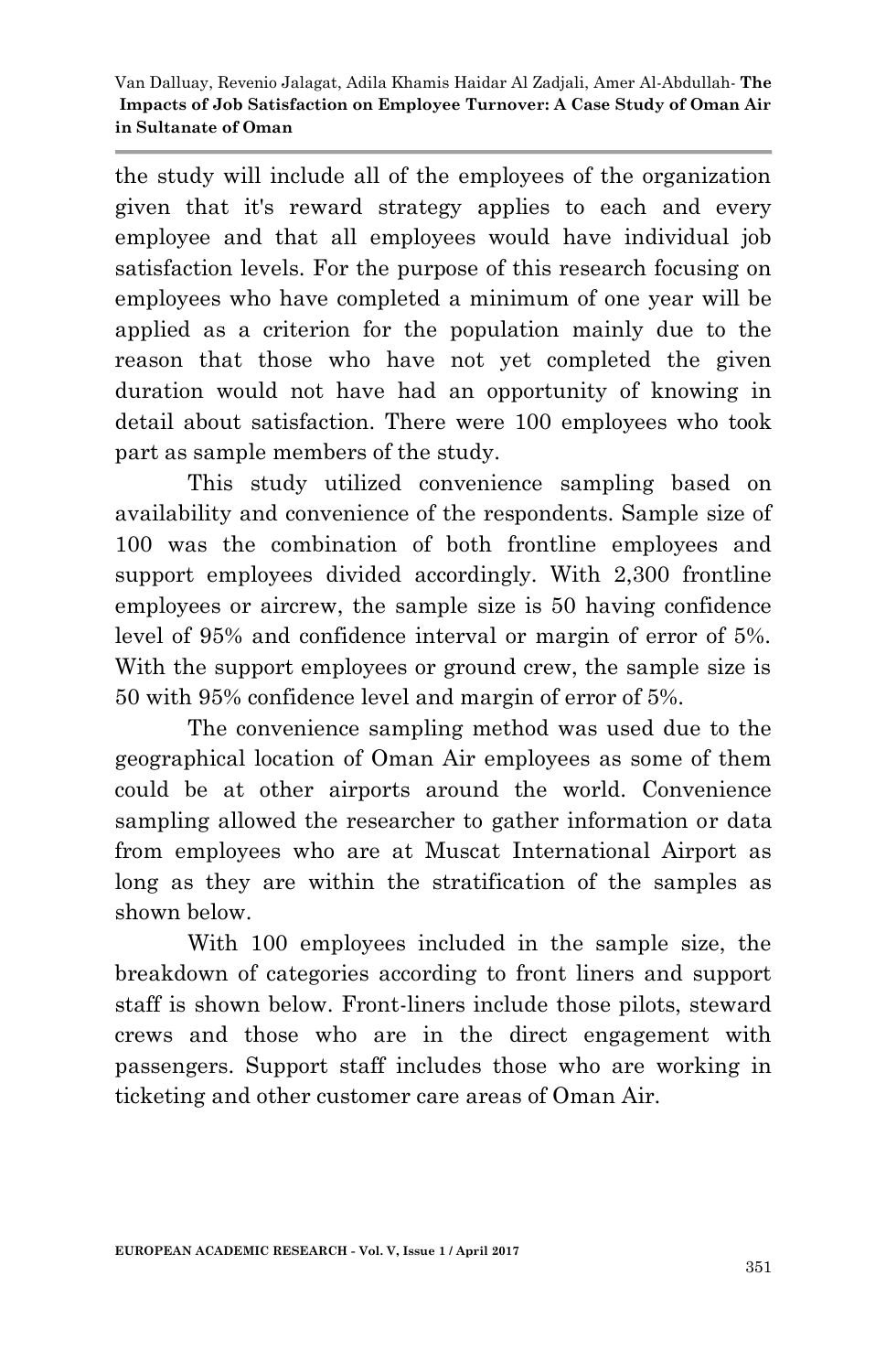the study will include all of the employees of the organization given that it's reward strategy applies to each and every employee and that all employees would have individual job satisfaction levels. For the purpose of this research focusing on employees who have completed a minimum of one year will be applied as a criterion for the population mainly due to the reason that those who have not yet completed the given duration would not have had an opportunity of knowing in detail about satisfaction. There were 100 employees who took part as sample members of the study.

This study utilized convenience sampling based on availability and convenience of the respondents. Sample size of 100 was the combination of both frontline employees and support employees divided accordingly. With 2,300 frontline employees or aircrew, the sample size is 50 having confidence level of 95% and confidence interval or margin of error of 5%. With the support employees or ground crew, the sample size is 50 with 95% confidence level and margin of error of 5%.

The convenience sampling method was used due to the geographical location of Oman Air employees as some of them could be at other airports around the world. Convenience sampling allowed the researcher to gather information or data from employees who are at Muscat International Airport as long as they are within the stratification of the samples as shown below.

With 100 employees included in the sample size, the breakdown of categories according to front liners and support staff is shown below. Front-liners include those pilots, steward crews and those who are in the direct engagement with passengers. Support staff includes those who are working in ticketing and other customer care areas of Oman Air.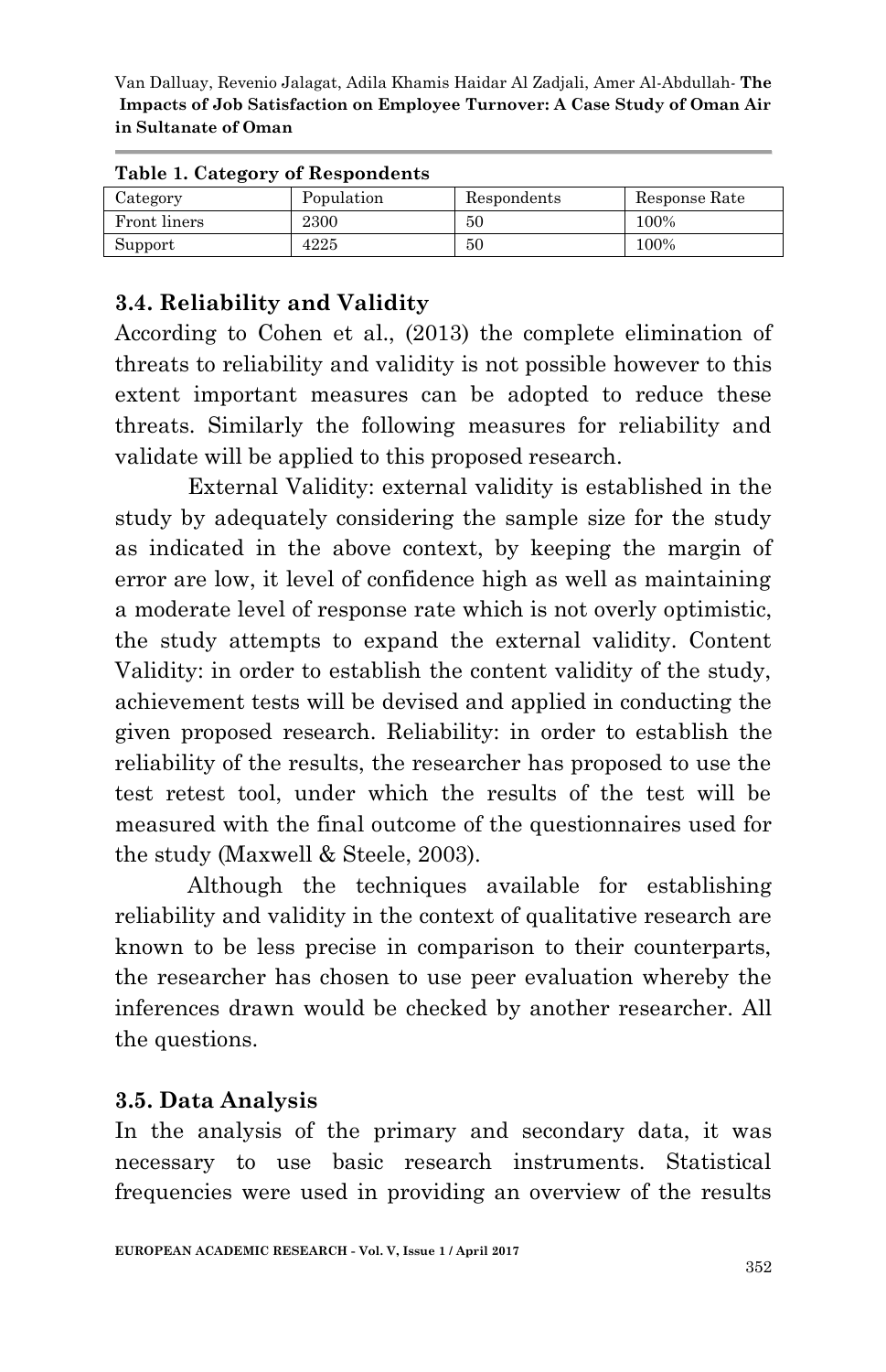**Table 1. Category of Respondents**

| Category | Population | Respondents | Response Rate |
|---|---|---|---|
| Front liners | 2300 | 50 | 100% |
| Support | 4225 | 50 | 100% |

### 3.4. Reliability and Validity

According to Cohen et al., (2013) the complete elimination of threats to reliability and validity is not possible however to this extent important measures can be adopted to reduce these threats. Similarly the following measures for reliability and validate will be applied to this proposed research.

External Validity: external validity is established in the study by adequately considering the sample size for the study as indicated in the above context, by keeping the margin of error are low, it level of confidence high as well as maintaining a moderate level of response rate which is not overly optimistic, the study attempts to expand the external validity. Content Validity: in order to establish the content validity of the study, achievement tests will be devised and applied in conducting the given proposed research. Reliability: in order to establish the reliability of the results, the researcher has proposed to use the test retest tool, under which the results of the test will be measured with the final outcome of the questionnaires used for the study (Maxwell & Steele, 2003).

Although the techniques available for establishing reliability and validity in the context of qualitative research are known to be less precise in comparison to their counterparts, the researcher has chosen to use peer evaluation whereby the inferences drawn would be checked by another researcher. All the questions.

### 3.5. Data Analysis

In the analysis of the primary and secondary data, it was necessary to use basic research instruments. Statistical frequencies were used in providing an overview of the results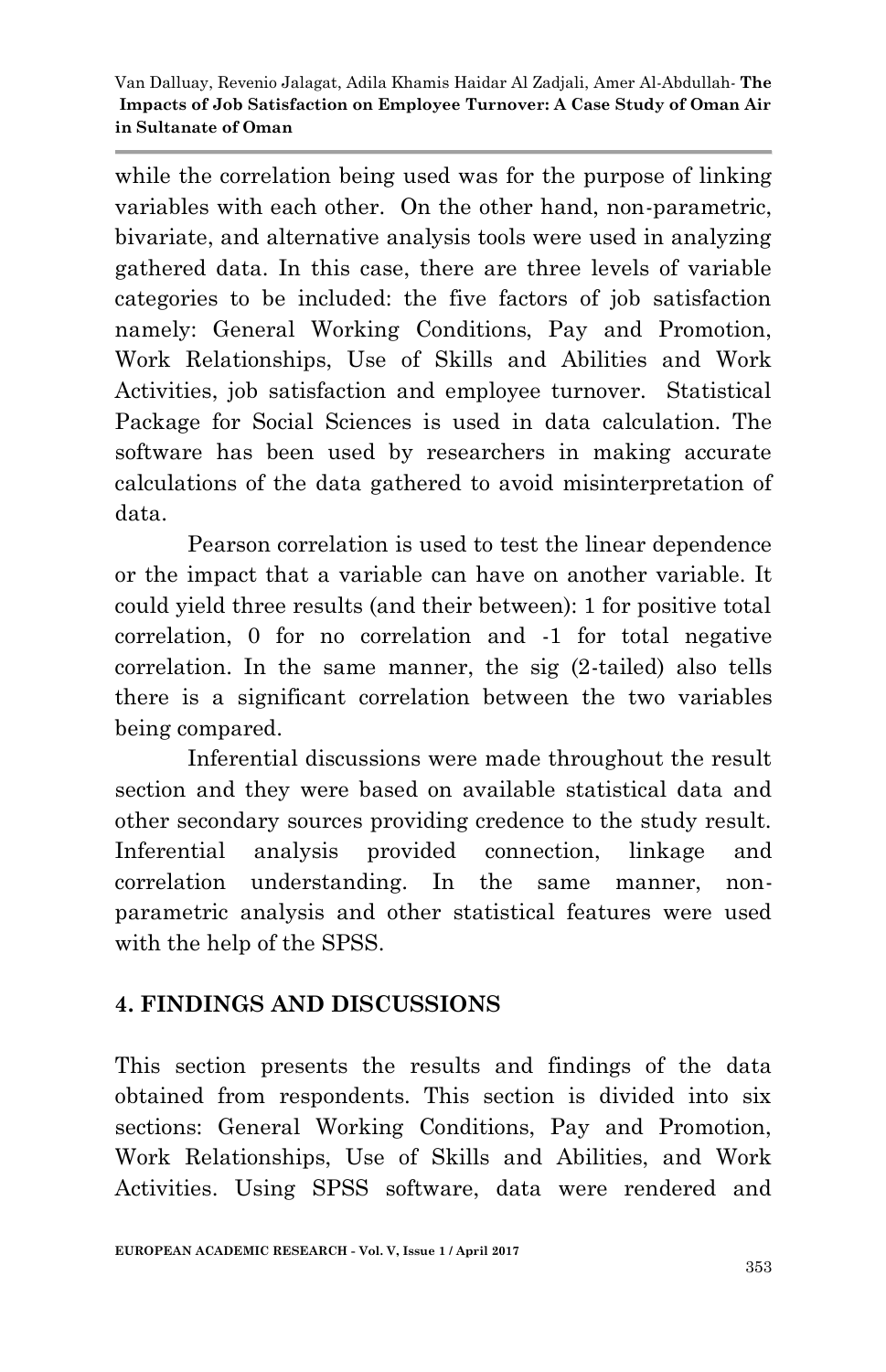while the correlation being used was for the purpose of linking variables with each other. On the other hand, non-parametric, bivariate, and alternative analysis tools were used in analyzing gathered data. In this case, there are three levels of variable categories to be included: the five factors of job satisfaction namely: General Working Conditions, Pay and Promotion, Work Relationships, Use of Skills and Abilities and Work Activities, job satisfaction and employee turnover. Statistical Package for Social Sciences is used in data calculation. The software has been used by researchers in making accurate calculations of the data gathered to avoid misinterpretation of data.

Pearson correlation is used to test the linear dependence or the impact that a variable can have on another variable. It could yield three results (and their between): 1 for positive total correlation, 0 for no correlation and -1 for total negative correlation. In the same manner, the sig (2-tailed) also tells there is a significant correlation between the two variables being compared.

Inferential discussions were made throughout the result section and they were based on available statistical data and other secondary sources providing credence to the study result. Inferential analysis provided connection, linkage and correlation understanding. In the same manner, non-parametric analysis and other statistical features were used with the help of the SPSS.

## 4. FINDINGS AND DISCUSSIONS

This section presents the results and findings of the data obtained from respondents. This section is divided into six sections: General Working Conditions, Pay and Promotion, Work Relationships, Use of Skills and Abilities, and Work Activities. Using SPSS software, data were rendered and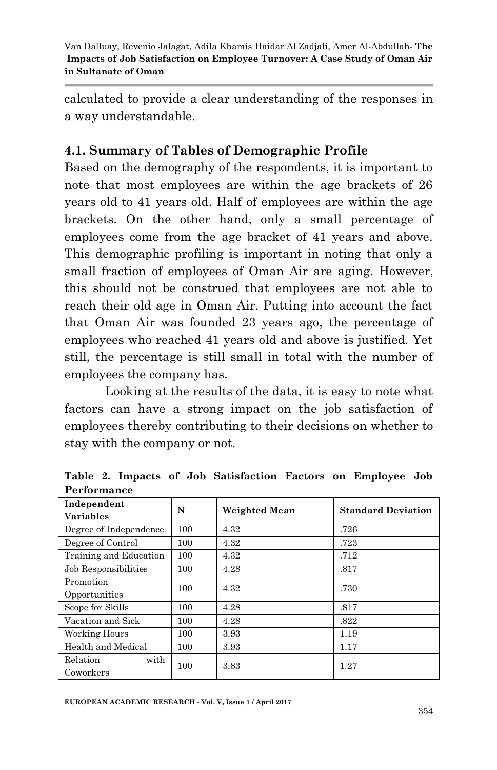calculated to provide a clear understanding of the responses in a way understandable.

### 4.1. Summary of Tables of Demographic Profile

Based on the demography of the respondents, it is important to note that most employees are within the age brackets of 26 years old to 41 years old. Half of employees are within the age brackets. On the other hand, only a small percentage of employees come from the age bracket of 41 years and above. This demographic profiling is important in noting that only a small fraction of employees of Oman Air are aging. However, this should not be construed that employees are not able to reach their old age in Oman Air. Putting into account the fact that Oman Air was founded 23 years ago, the percentage of employees who reached 41 years old and above is justified. Yet still, the percentage is still small in total with the number of employees the company has.

Looking at the results of the data, it is easy to note what factors can have a strong impact on the job satisfaction of employees thereby contributing to their decisions on whether to stay with the company or not.

**Table 2. Impacts of Job Satisfaction Factors on Employee Job Performance**

| Independent Variables | N | Weighted Mean | Standard Deviation |
|---|---|---|---|
| Degree of Independence | 100 | 4.32 | .726 |
| Degree of Control | 100 | 4.32 | .723 |
| Training and Education | 100 | 4.32 | .712 |
| Job Responsibilities | 100 | 4.28 | .817 |
| Promotion Opportunities | 100 | 4.32 | .730 |
| Scope for Skills | 100 | 4.28 | .817 |
| Vacation and Sick | 100 | 4.28 | .822 |
| Working Hours | 100 | 3.93 | 1.19 |
| Health and Medical | 100 | 3.93 | 1.17 |
| Relation with Coworkers | 100 | 3.83 | 1.27 |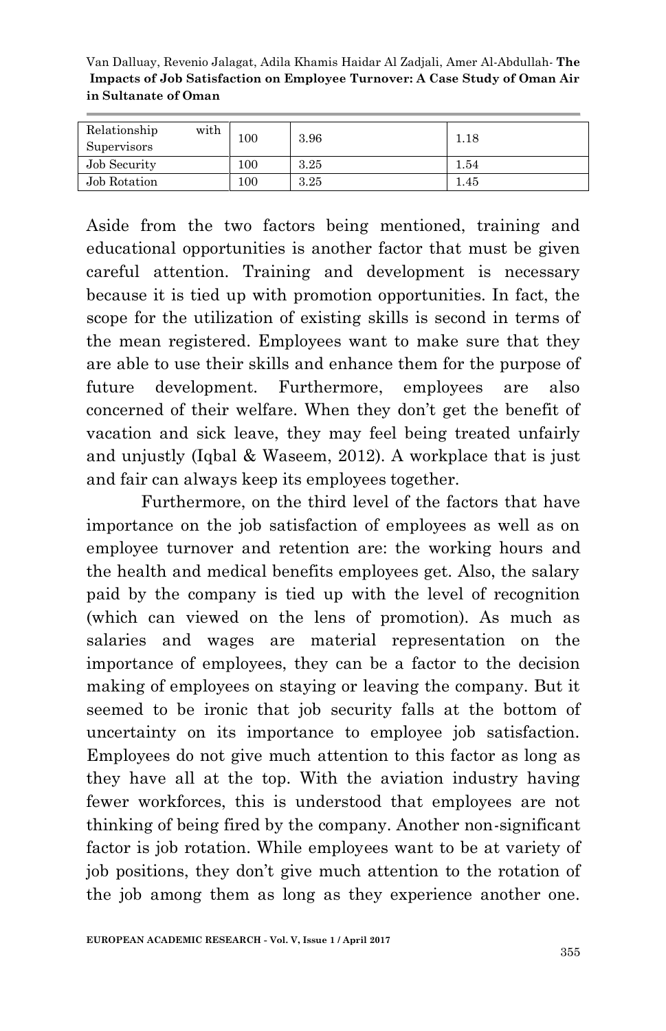| Relationship with Supervisors | 100 | 3.96 | 1.18 |
|---|---|---|---|
| Job Security | 100 | 3.25 | 1.54 |
| Job Rotation | 100 | 3.25 | 1.45 |

Aside from the two factors being mentioned, training and educational opportunities is another factor that must be given careful attention. Training and development is necessary because it is tied up with promotion opportunities. In fact, the scope for the utilization of existing skills is second in terms of the mean registered. Employees want to make sure that they are able to use their skills and enhance them for the purpose of future development. Furthermore, employees are also concerned of their welfare. When they don't get the benefit of vacation and sick leave, they may feel being treated unfairly and unjustly (Iqbal & Waseem, 2012). A workplace that is just and fair can always keep its employees together.

Furthermore, on the third level of the factors that have importance on the job satisfaction of employees as well as on employee turnover and retention are: the working hours and the health and medical benefits employees get. Also, the salary paid by the company is tied up with the level of recognition (which can viewed on the lens of promotion). As much as salaries and wages are material representation on the importance of employees, they can be a factor to the decision making of employees on staying or leaving the company. But it seemed to be ironic that job security falls at the bottom of uncertainty on its importance to employee job satisfaction. Employees do not give much attention to this factor as long as they have all at the top. With the aviation industry having fewer workforces, this is understood that employees are not thinking of being fired by the company. Another non-significant factor is job rotation. While employees want to be at variety of job positions, they don't give much attention to the rotation of the job among them as long as they experience another one.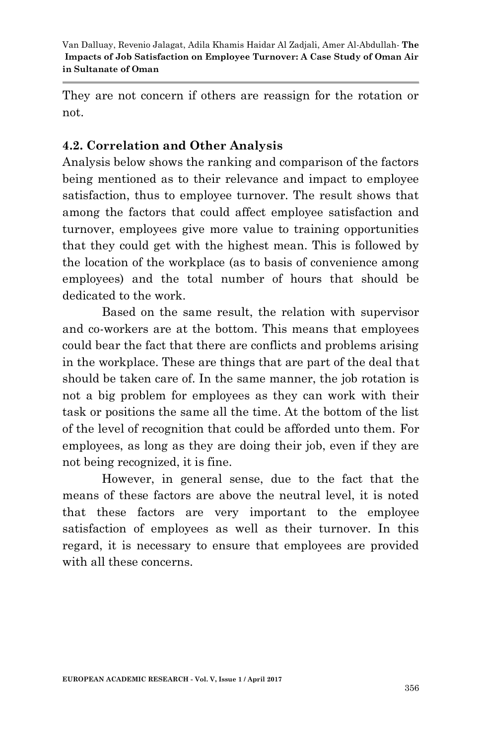They are not concern if others are reassign for the rotation or not.

### 4.2. Correlation and Other Analysis

Analysis below shows the ranking and comparison of the factors being mentioned as to their relevance and impact to employee satisfaction, thus to employee turnover. The result shows that among the factors that could affect employee satisfaction and turnover, employees give more value to training opportunities that they could get with the highest mean. This is followed by the location of the workplace (as to basis of convenience among employees) and the total number of hours that should be dedicated to the work.

Based on the same result, the relation with supervisor and co-workers are at the bottom. This means that employees could bear the fact that there are conflicts and problems arising in the workplace. These are things that are part of the deal that should be taken care of. In the same manner, the job rotation is not a big problem for employees as they can work with their task or positions the same all the time. At the bottom of the list of the level of recognition that could be afforded unto them. For employees, as long as they are doing their job, even if they are not being recognized, it is fine.

However, in general sense, due to the fact that the means of these factors are above the neutral level, it is noted that these factors are very important to the employee satisfaction of employees as well as their turnover. In this regard, it is necessary to ensure that employees are provided with all these concerns.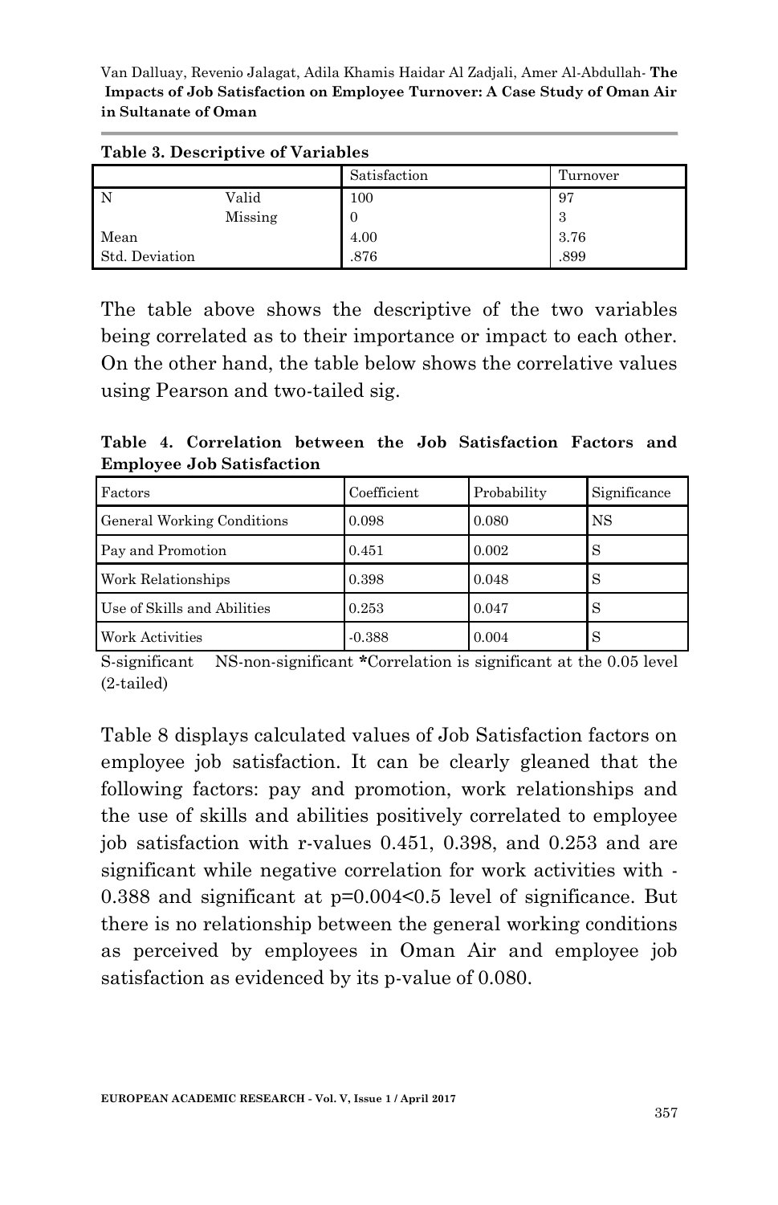**Table 3. Descriptive of Variables**

| | | Satisfaction | Turnover |
|---|---|---|---|
| N | Valid | 100 | 97 |
| | Missing | 0 | 3 |
| Mean | | 4.00 | 3.76 |
| Std. Deviation | | .876 | .899 |

The table above shows the descriptive of the two variables being correlated as to their importance or impact to each other. On the other hand, the table below shows the correlative values using Pearson and two-tailed sig.

**Table 4. Correlation between the Job Satisfaction Factors and Employee Job Satisfaction**

| Factors | Coefficient | Probability | Significance |
|---|---|---|---|
| General Working Conditions | 0.098 | 0.080 | NS |
| Pay and Promotion | 0.451 | 0.002 | S |
| Work Relationships | 0.398 | 0.048 | S |
| Use of Skills and Abilities | 0.253 | 0.047 | S |
| Work Activities | -0.388 | 0.004 | S |

S-significant NS-non-significant **\***Correlation is significant at the 0.05 level (2-tailed)

Table 8 displays calculated values of Job Satisfaction factors on employee job satisfaction. It can be clearly gleaned that the following factors: pay and promotion, work relationships and the use of skills and abilities positively correlated to employee job satisfaction with r-values 0.451, 0.398, and 0.253 and are significant while negative correlation for work activities with -0.388 and significant at $p=0.004<0.5$ level of significance. But there is no relationship between the general working conditions as perceived by employees in Oman Air and employee job satisfaction as evidenced by its p-value of 0.080.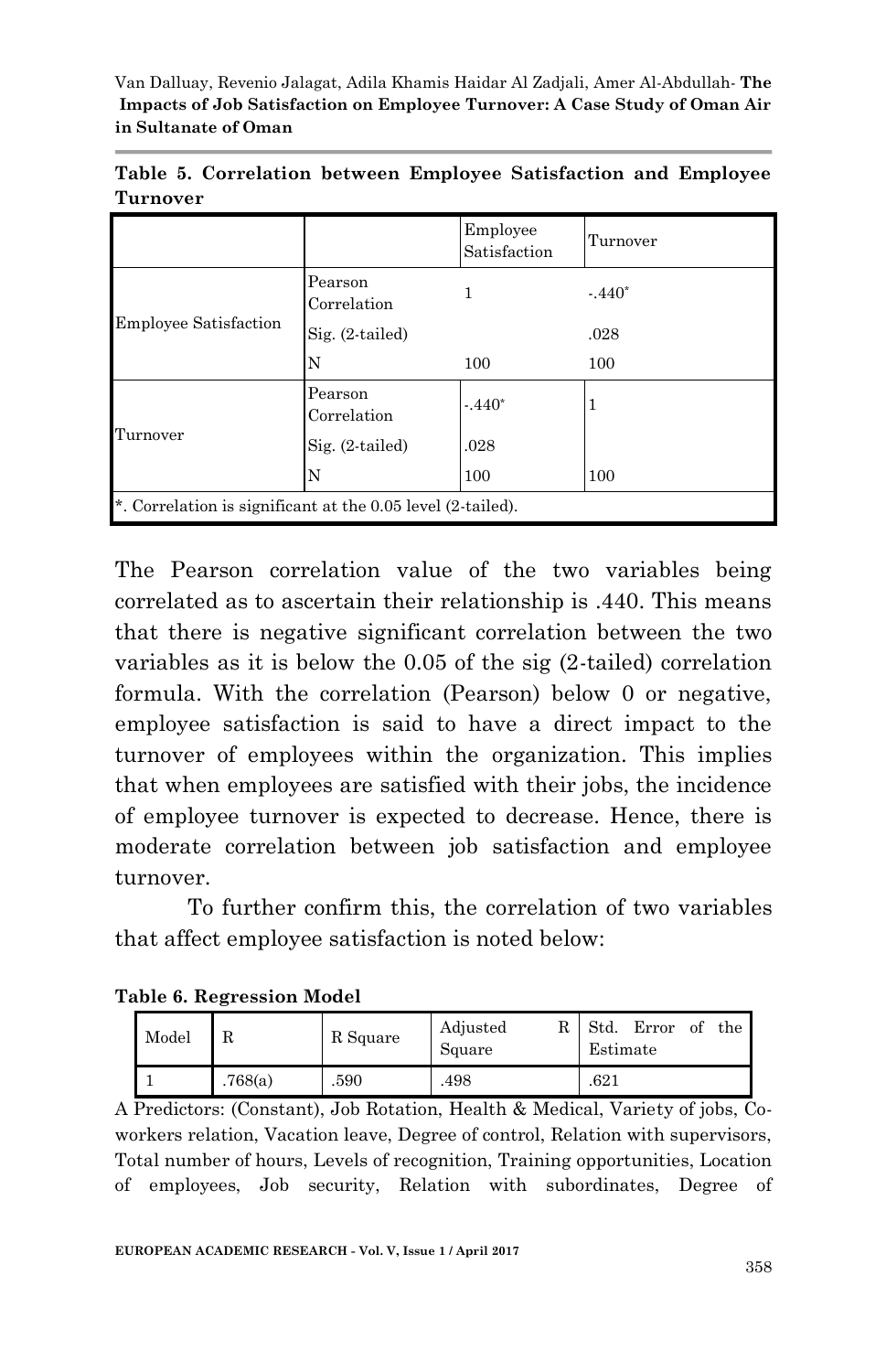**Table 5. Correlation between Employee Satisfaction and Employee Turnover**

| | | Employee Satisfaction | Turnover |
|---|---|---|---|
| Employee Satisfaction | Pearson Correlation | 1 | -.440* |
| | Sig. (2-tailed) | | .028 |
| | N | 100 | 100 |
| Turnover | Pearson Correlation | -.440* | 1 |
| | Sig. (2-tailed) | .028 | |
| | N | 100 | 100 |
| *. Correlation is significant at the 0.05 level (2-tailed). | | | |

The Pearson correlation value of the two variables being correlated as to ascertain their relationship is .440. This means that there is negative significant correlation between the two variables as it is below the 0.05 of the sig (2-tailed) correlation formula. With the correlation (Pearson) below 0 or negative, employee satisfaction is said to have a direct impact to the turnover of employees within the organization. This implies that when employees are satisfied with their jobs, the incidence of employee turnover is expected to decrease. Hence, there is moderate correlation between job satisfaction and employee turnover.

To further confirm this, the correlation of two variables that affect employee satisfaction is noted below:

**Table 6. Regression Model**

| Model | R | R Square | Adjusted R Square | Std. Error of the Estimate |
|---|---|---|---|---|
| 1 | .768(a) | .590 | .498 | .621 |

A Predictors: (Constant), Job Rotation, Health & Medical, Variety of jobs, Co-workers relation, Vacation leave, Degree of control, Relation with supervisors, Total number of hours, Levels of recognition, Training opportunities, Location of employees, Job security, Relation with subordinates, Degree of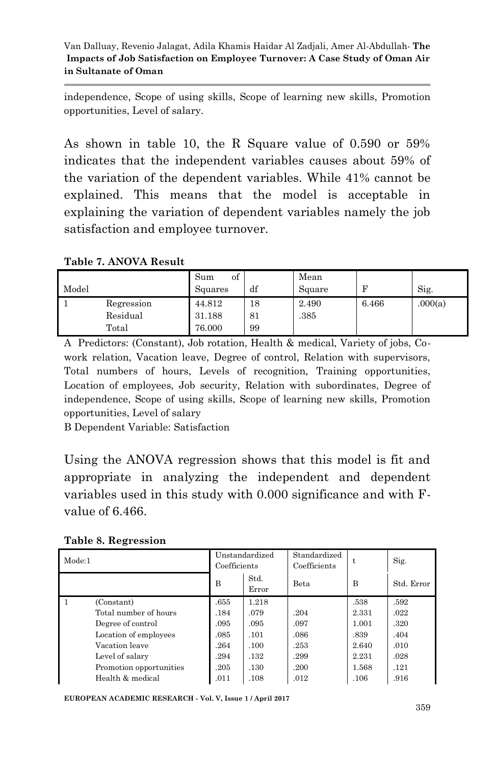independence, Scope of using skills, Scope of learning new skills, Promotion opportunities, Level of salary.

As shown in table 10, the R Square value of 0.590 or 59% indicates that the independent variables causes about 59% of the variation of the dependent variables. While 41% cannot be explained. This means that the model is acceptable in explaining the variation of dependent variables namely the job satisfaction and employee turnover.

**Table 7. ANOVA Result**

| Model | | Sum of Squares | df | Mean Square | F | Sig. |
|---|---|---|---|---|---|---|
| 1 | Regression | 44.812 | 18 | 2.490 | 6.466 | .000(a) |
| | Residual | 31.188 | 81 | .385 | | |
| | Total | 76.000 | 99 | | | |

A Predictors: (Constant), Job rotation, Health & medical, Variety of jobs, Co-work relation, Vacation leave, Degree of control, Relation with supervisors, Total numbers of hours, Levels of recognition, Training opportunities, Location of employees, Job security, Relation with subordinates, Degree of independence, Scope of using skills, Scope of learning new skills, Promotion opportunities, Level of salary

B Dependent Variable: Satisfaction

Using the ANOVA regression shows that this model is fit and appropriate in analyzing the independent and dependent variables used in this study with 0.000 significance and with F-value of 6.466.

**Table 8. Regression**

| Mode:1 | | Unstandardized Coefficients | | Standardized Coefficients | t | Sig. |
|---|---|---|---|---|---|---|
| | | B | Std. Error | Beta | B | Std. Error |
| 1 | (Constant) | .655 | 1.218 | | .538 | .592 |
| | Total number of hours | .184 | .079 | .204 | 2.331 | .022 |
| | Degree of control | .095 | .095 | .097 | 1.001 | .320 |
| | Location of employees | .085 | .101 | .086 | .839 | .404 |
| | Vacation leave | .264 | .100 | .253 | 2.640 | .010 |
| | Level of salary | .294 | .132 | .299 | 2.231 | .028 |
| | Promotion opportunities | .205 | .130 | .200 | 1.568 | .121 |
| | Health & medical | .011 | .108 | .012 | .106 | .916 |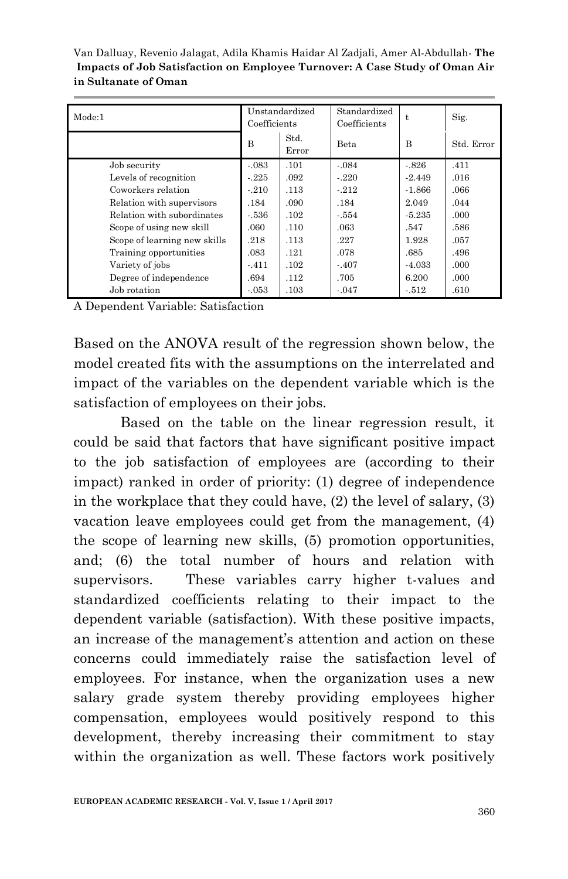| Mode:1 | Unstandardized Coefficients | | Standardized Coefficients | t | Sig. |
|---|---|---|---|---|---|
| | B | Std. Error | Beta | B | Std. Error |
| Job security | -.083 | .101 | -.084 | -.826 | .411 |
| Levels of recognition | -.225 | .092 | -.220 | -2.449 | .016 |
| Coworkers relation | -.210 | .113 | -.212 | -1.866 | .066 |
| Relation with supervisors | .184 | .090 | .184 | 2.049 | .044 |
| Relation with subordinates | -.536 | .102 | -.554 | -5.235 | .000 |
| Scope of using new skill | .060 | .110 | .063 | .547 | .586 |
| Scope of learning new skills | .218 | .113 | .227 | 1.928 | .057 |
| Training opportunities | .083 | .121 | .078 | .685 | .496 |
| Variety of jobs | -.411 | .102 | -.407 | -4.033 | .000 |
| Degree of independence | .694 | .112 | .705 | 6.200 | .000 |
| Job rotation | -.053 | .103 | -.047 | -.512 | .610 |

A Dependent Variable: Satisfaction

Based on the ANOVA result of the regression shown below, the model created fits with the assumptions on the interrelated and impact of the variables on the dependent variable which is the satisfaction of employees on their jobs.

Based on the table on the linear regression result, it could be said that factors that have significant positive impact to the job satisfaction of employees are (according to their impact) ranked in order of priority: (1) degree of independence in the workplace that they could have, (2) the level of salary, (3) vacation leave employees could get from the management, (4) the scope of learning new skills, (5) promotion opportunities, and; (6) the total number of hours and relation with supervisors. These variables carry higher t-values and standardized coefficients relating to their impact to the dependent variable (satisfaction). With these positive impacts, an increase of the management's attention and action on these concerns could immediately raise the satisfaction level of employees. For instance, when the organization uses a new salary grade system thereby providing employees higher compensation, employees would positively respond to this development, thereby increasing their commitment to stay within the organization as well. These factors work positively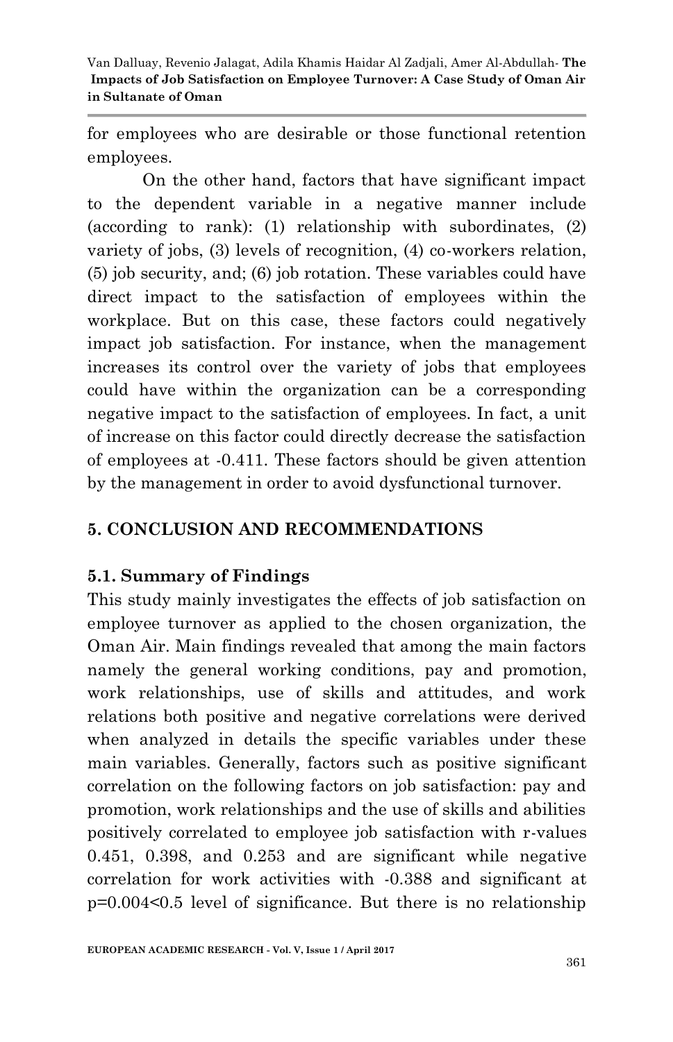for employees who are desirable or those functional retention employees.

On the other hand, factors that have significant impact to the dependent variable in a negative manner include (according to rank): (1) relationship with subordinates, (2) variety of jobs, (3) levels of recognition, (4) co-workers relation, (5) job security, and; (6) job rotation. These variables could have direct impact to the satisfaction of employees within the workplace. But on this case, these factors could negatively impact job satisfaction. For instance, when the management increases its control over the variety of jobs that employees could have within the organization can be a corresponding negative impact to the satisfaction of employees. In fact, a unit of increase on this factor could directly decrease the satisfaction of employees at -0.411. These factors should be given attention by the management in order to avoid dysfunctional turnover.

## 5. CONCLUSION AND RECOMMENDATIONS

### 5.1. Summary of Findings

This study mainly investigates the effects of job satisfaction on employee turnover as applied to the chosen organization, the Oman Air. Main findings revealed that among the main factors namely the general working conditions, pay and promotion, work relationships, use of skills and attitudes, and work relations both positive and negative correlations were derived when analyzed in details the specific variables under these main variables. Generally, factors such as positive significant correlation on the following factors on job satisfaction: pay and promotion, work relationships and the use of skills and abilities positively correlated to employee job satisfaction with r-values 0.451, 0.398, and 0.253 and are significant while negative correlation for work activities with -0.388 and significant at $p=0.004<0.5$ level of significance. But there is no relationship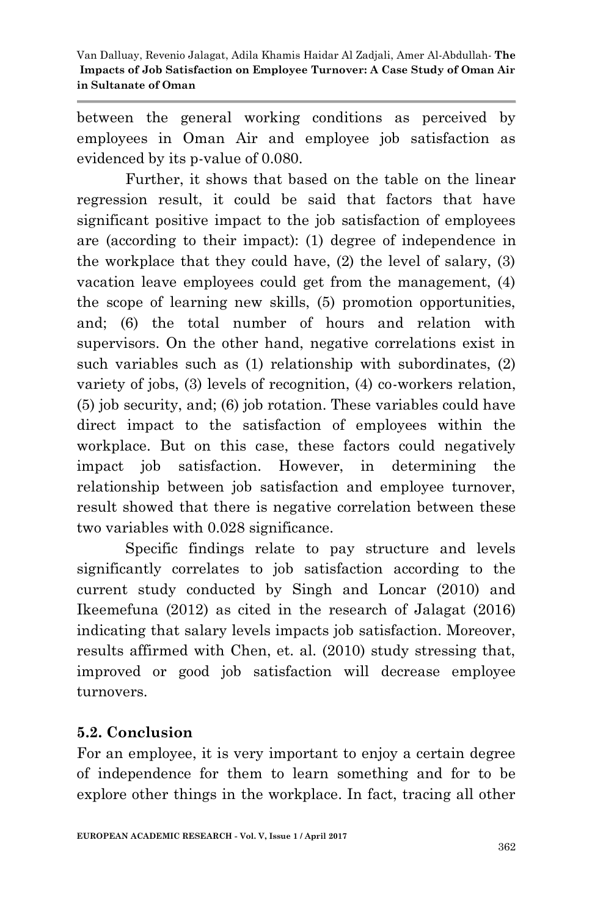between the general working conditions as perceived by employees in Oman Air and employee job satisfaction as evidenced by its p-value of 0.080.

Further, it shows that based on the table on the linear regression result, it could be said that factors that have significant positive impact to the job satisfaction of employees are (according to their impact): (1) degree of independence in the workplace that they could have, (2) the level of salary, (3) vacation leave employees could get from the management, (4) the scope of learning new skills, (5) promotion opportunities, and; (6) the total number of hours and relation with supervisors. On the other hand, negative correlations exist in such variables such as (1) relationship with subordinates, (2) variety of jobs, (3) levels of recognition, (4) co-workers relation, (5) job security, and; (6) job rotation. These variables could have direct impact to the satisfaction of employees within the workplace. But on this case, these factors could negatively impact job satisfaction. However, in determining the relationship between job satisfaction and employee turnover, result showed that there is negative correlation between these two variables with 0.028 significance.

Specific findings relate to pay structure and levels significantly correlates to job satisfaction according to the current study conducted by Singh and Loncar (2010) and Ikeemefuna (2012) as cited in the research of Jalagat (2016) indicating that salary levels impacts job satisfaction. Moreover, results affirmed with Chen, et. al. (2010) study stressing that, improved or good job satisfaction will decrease employee turnovers.

## 5.2. Conclusion

For an employee, it is very important to enjoy a certain degree of independence for them to learn something and for to be explore other things in the workplace. In fact, tracing all other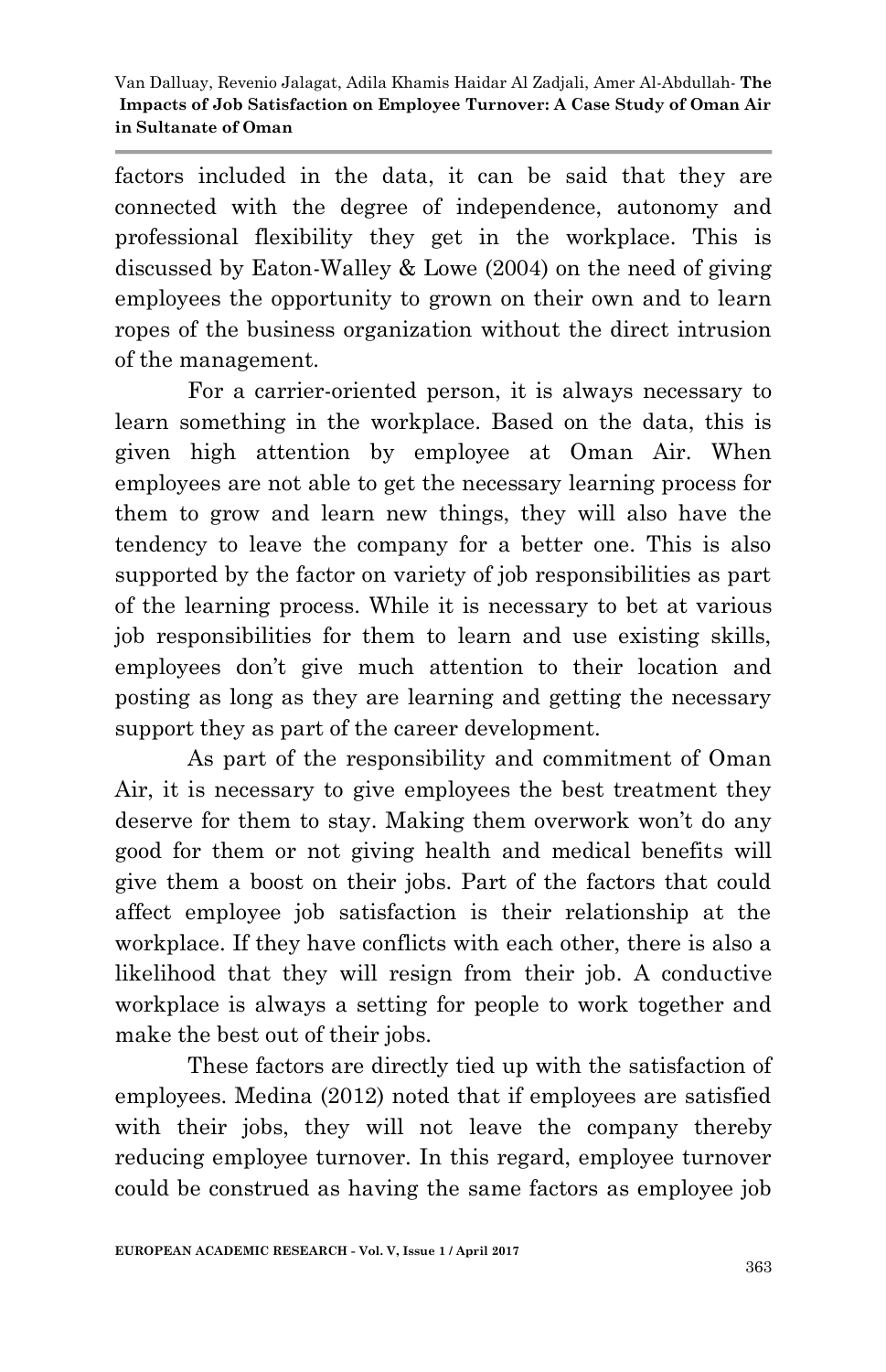factors included in the data, it can be said that they are connected with the degree of independence, autonomy and professional flexibility they get in the workplace. This is discussed by Eaton-Walley & Lowe (2004) on the need of giving employees the opportunity to grown on their own and to learn ropes of the business organization without the direct intrusion of the management.

For a carrier-oriented person, it is always necessary to learn something in the workplace. Based on the data, this is given high attention by employee at Oman Air. When employees are not able to get the necessary learning process for them to grow and learn new things, they will also have the tendency to leave the company for a better one. This is also supported by the factor on variety of job responsibilities as part of the learning process. While it is necessary to bet at various job responsibilities for them to learn and use existing skills, employees don't give much attention to their location and posting as long as they are learning and getting the necessary support they as part of the career development.

As part of the responsibility and commitment of Oman Air, it is necessary to give employees the best treatment they deserve for them to stay. Making them overwork won't do any good for them or not giving health and medical benefits will give them a boost on their jobs. Part of the factors that could affect employee job satisfaction is their relationship at the workplace. If they have conflicts with each other, there is also a likelihood that they will resign from their job. A conductive workplace is always a setting for people to work together and make the best out of their jobs.

These factors are directly tied up with the satisfaction of employees. Medina (2012) noted that if employees are satisfied with their jobs, they will not leave the company thereby reducing employee turnover. In this regard, employee turnover could be construed as having the same factors as employee job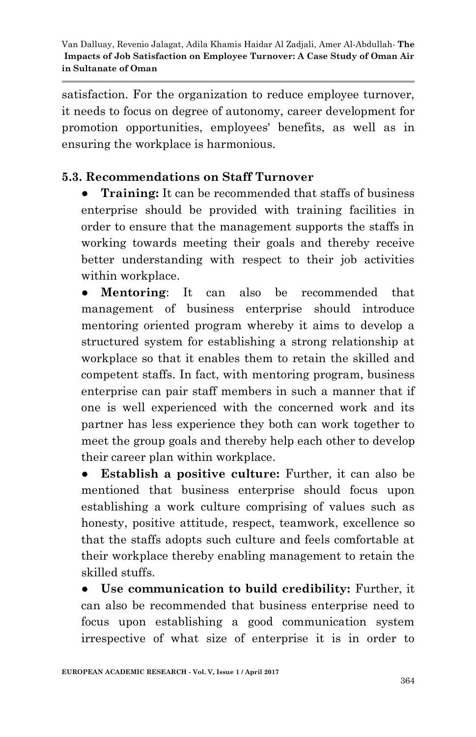satisfaction. For the organization to reduce employee turnover, it needs to focus on degree of autonomy, career development for promotion opportunities, employees' benefits, as well as in ensuring the workplace is harmonious.

### 5.3. Recommendations on Staff Turnover

- **Training:** It can be recommended that staffs of business enterprise should be provided with training facilities in order to ensure that the management supports the staffs in working towards meeting their goals and thereby receive better understanding with respect to their job activities within workplace.
- **Mentoring**: It can also be recommended that management of business enterprise should introduce mentoring oriented program whereby it aims to develop a structured system for establishing a strong relationship at workplace so that it enables them to retain the skilled and competent staffs. In fact, with mentoring program, business enterprise can pair staff members in such a manner that if one is well experienced with the concerned work and its partner has less experience they both can work together to meet the group goals and thereby help each other to develop their career plan within workplace.
- **Establish a positive culture:** Further, it can also be mentioned that business enterprise should focus upon establishing a work culture comprising of values such as honesty, positive attitude, respect, teamwork, excellence so that the staffs adopts such culture and feels comfortable at their workplace thereby enabling management to retain the skilled stuffs.
- **Use communication to build credibility:** Further, it can also be recommended that business enterprise need to focus upon establishing a good communication system irrespective of what size of enterprise it is in order to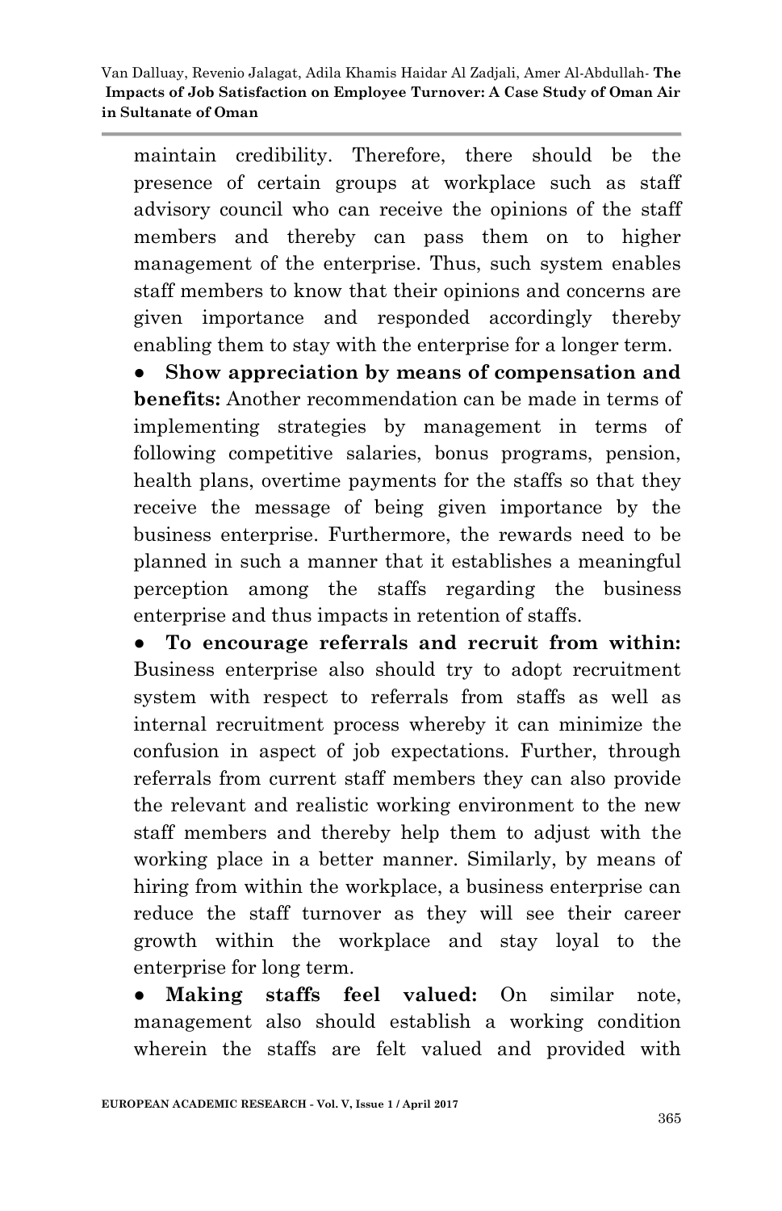maintain credibility. Therefore, there should be the presence of certain groups at workplace such as staff advisory council who can receive the opinions of the staff members and thereby can pass them on to higher management of the enterprise. Thus, such system enables staff members to know that their opinions and concerns are given importance and responded accordingly thereby enabling them to stay with the enterprise for a longer term.

- **Show appreciation by means of compensation and benefits:** Another recommendation can be made in terms of implementing strategies by management in terms of following competitive salaries, bonus programs, pension, health plans, overtime payments for the staffs so that they receive the message of being given importance by the business enterprise. Furthermore, the rewards need to be planned in such a manner that it establishes a meaningful perception among the staffs regarding the business enterprise and thus impacts in retention of staffs.
- **To encourage referrals and recruit from within:** Business enterprise also should try to adopt recruitment system with respect to referrals from staffs as well as internal recruitment process whereby it can minimize the confusion in aspect of job expectations. Further, through referrals from current staff members they can also provide the relevant and realistic working environment to the new staff members and thereby help them to adjust with the working place in a better manner. Similarly, by means of hiring from within the workplace, a business enterprise can reduce the staff turnover as they will see their career growth within the workplace and stay loyal to the enterprise for long term.
- **Making staffs feel valued:** On similar note, management also should establish a working condition wherein the staffs are felt valued and provided with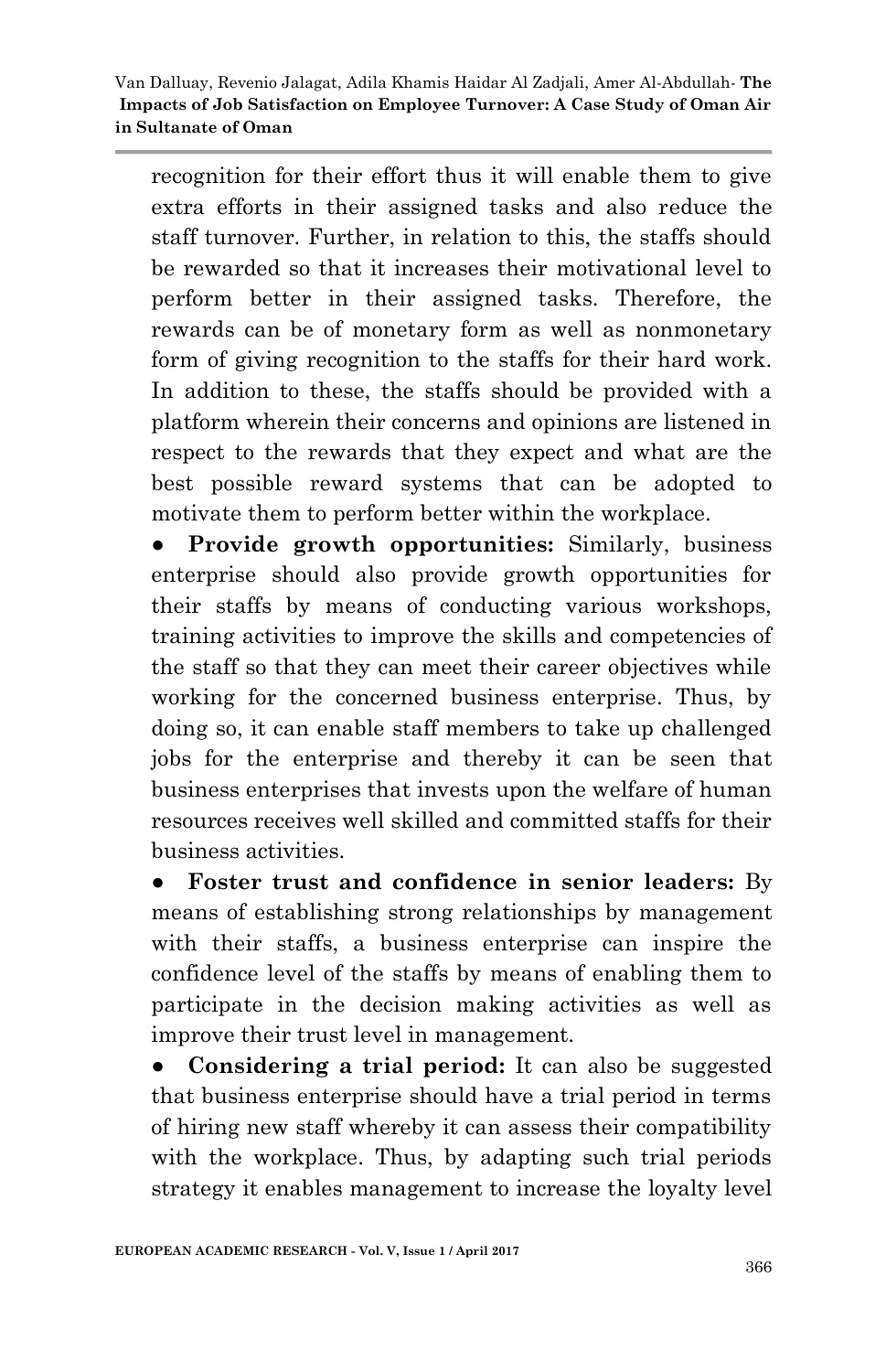recognition for their effort thus it will enable them to give extra efforts in their assigned tasks and also reduce the staff turnover. Further, in relation to this, the staffs should be rewarded so that it increases their motivational level to perform better in their assigned tasks. Therefore, the rewards can be of monetary form as well as nonmonetary form of giving recognition to the staffs for their hard work. In addition to these, the staffs should be provided with a platform wherein their concerns and opinions are listened in respect to the rewards that they expect and what are the best possible reward systems that can be adopted to motivate them to perform better within the workplace.

- **Provide growth opportunities:** Similarly, business enterprise should also provide growth opportunities for their staffs by means of conducting various workshops, training activities to improve the skills and competencies of the staff so that they can meet their career objectives while working for the concerned business enterprise. Thus, by doing so, it can enable staff members to take up challenged jobs for the enterprise and thereby it can be seen that business enterprises that invests upon the welfare of human resources receives well skilled and committed staffs for their business activities.
- **Foster trust and confidence in senior leaders:** By means of establishing strong relationships by management with their staffs, a business enterprise can inspire the confidence level of the staffs by means of enabling them to participate in the decision making activities as well as improve their trust level in management.
- **Considering a trial period:** It can also be suggested that business enterprise should have a trial period in terms of hiring new staff whereby it can assess their compatibility with the workplace. Thus, by adapting such trial periods strategy it enables management to increase the loyalty level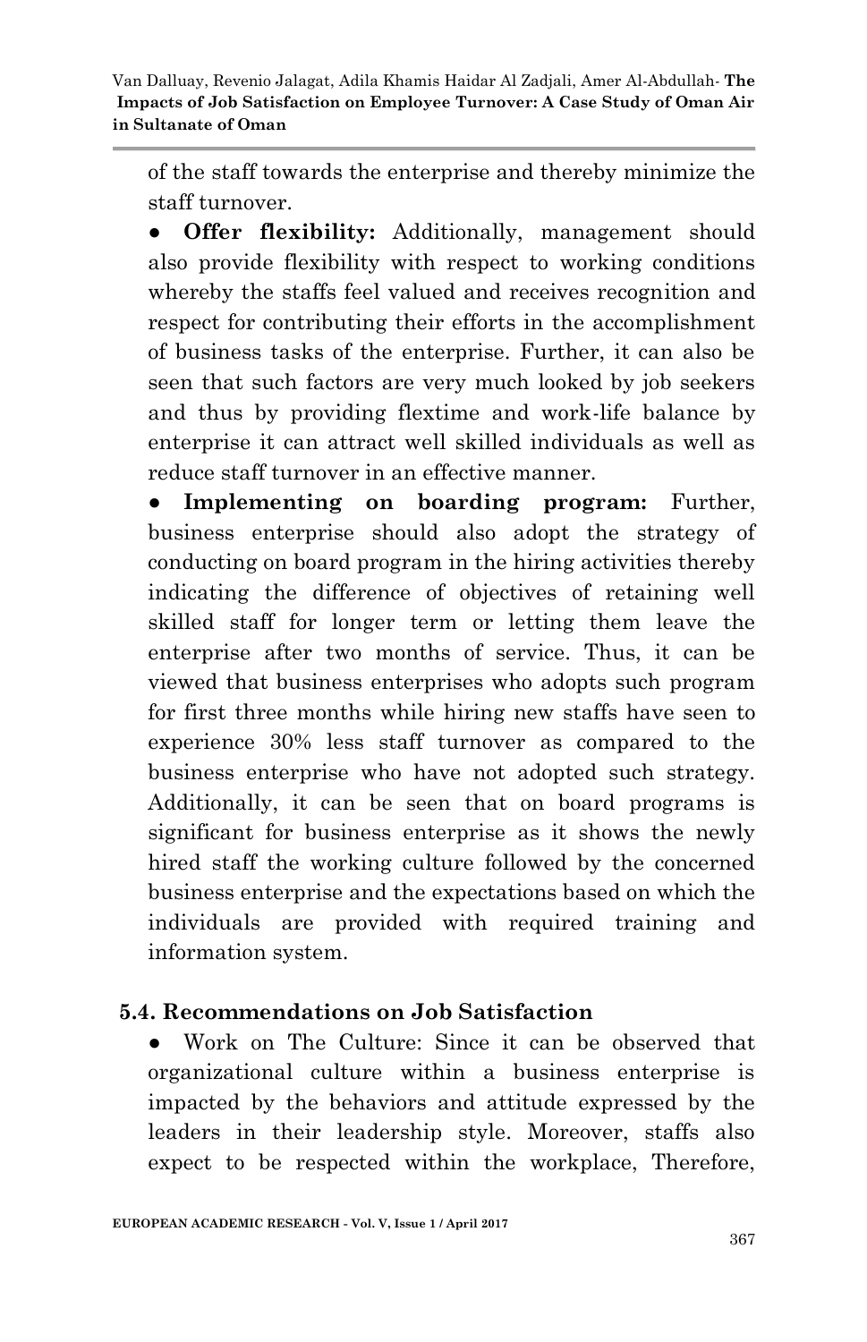of the staff towards the enterprise and thereby minimize the staff turnover.

- **Offer flexibility:** Additionally, management should also provide flexibility with respect to working conditions whereby the staffs feel valued and receives recognition and respect for contributing their efforts in the accomplishment of business tasks of the enterprise. Further, it can also be seen that such factors are very much looked by job seekers and thus by providing flextime and work-life balance by enterprise it can attract well skilled individuals as well as reduce staff turnover in an effective manner.
- **Implementing on boarding program:** Further, business enterprise should also adopt the strategy of conducting on board program in the hiring activities thereby indicating the difference of objectives of retaining well skilled staff for longer term or letting them leave the enterprise after two months of service. Thus, it can be viewed that business enterprises who adopts such program for first three months while hiring new staffs have seen to experience 30% less staff turnover as compared to the business enterprise who have not adopted such strategy. Additionally, it can be seen that on board programs is significant for business enterprise as it shows the newly hired staff the working culture followed by the concerned business enterprise and the expectations based on which the individuals are provided with required training and information system.

### 5.4. Recommendations on Job Satisfaction

- Work on The Culture: Since it can be observed that organizational culture within a business enterprise is impacted by the behaviors and attitude expressed by the leaders in their leadership style. Moreover, staffs also expect to be respected within the workplace, Therefore,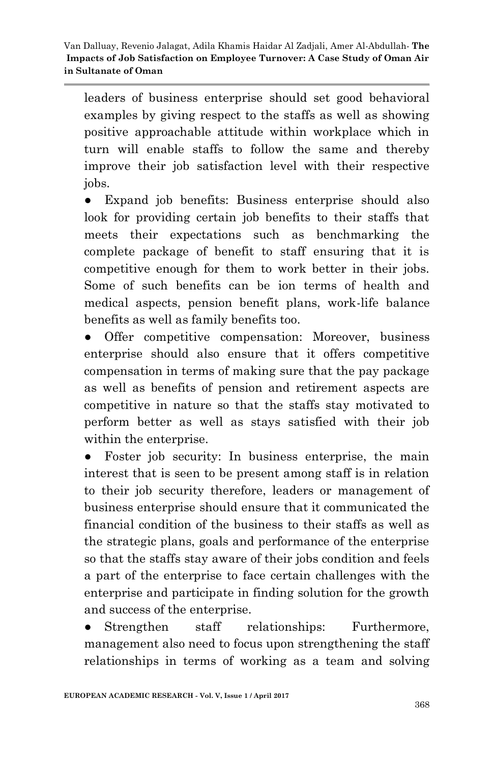leaders of business enterprise should set good behavioral examples by giving respect to the staffs as well as showing positive approachable attitude within workplace which in turn will enable staffs to follow the same and thereby improve their job satisfaction level with their respective jobs.

- Expand job benefits: Business enterprise should also look for providing certain job benefits to their staffs that meets their expectations such as benchmarking the complete package of benefit to staff ensuring that it is competitive enough for them to work better in their jobs. Some of such benefits can be ion terms of health and medical aspects, pension benefit plans, work-life balance benefits as well as family benefits too.
- Offer competitive compensation: Moreover, business enterprise should also ensure that it offers competitive compensation in terms of making sure that the pay package as well as benefits of pension and retirement aspects are competitive in nature so that the staffs stay motivated to perform better as well as stays satisfied with their job within the enterprise.
- Foster job security: In business enterprise, the main interest that is seen to be present among staff is in relation to their job security therefore, leaders or management of business enterprise should ensure that it communicated the financial condition of the business to their staffs as well as the strategic plans, goals and performance of the enterprise so that the staffs stay aware of their jobs condition and feels a part of the enterprise to face certain challenges with the enterprise and participate in finding solution for the growth and success of the enterprise.
- Strengthen staff relationships: Furthermore, management also need to focus upon strengthening the staff relationships in terms of working as a team and solving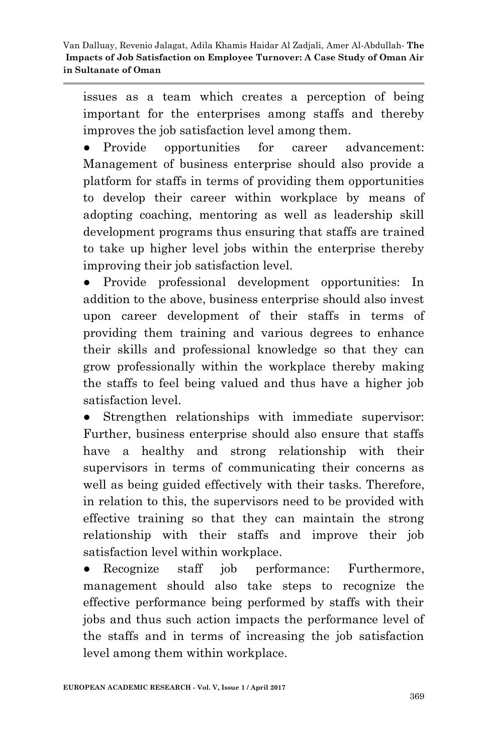issues as a team which creates a perception of being important for the enterprises among staffs and thereby improves the job satisfaction level among them.

- Provide opportunities for career advancement: Management of business enterprise should also provide a platform for staffs in terms of providing them opportunities to develop their career within workplace by means of adopting coaching, mentoring as well as leadership skill development programs thus ensuring that staffs are trained to take up higher level jobs within the enterprise thereby improving their job satisfaction level.
- Provide professional development opportunities: In addition to the above, business enterprise should also invest upon career development of their staffs in terms of providing them training and various degrees to enhance their skills and professional knowledge so that they can grow professionally within the workplace thereby making the staffs to feel being valued and thus have a higher job satisfaction level.
- Strengthen relationships with immediate supervisor: Further, business enterprise should also ensure that staffs have a healthy and strong relationship with their supervisors in terms of communicating their concerns as well as being guided effectively with their tasks. Therefore, in relation to this, the supervisors need to be provided with effective training so that they can maintain the strong relationship with their staffs and improve their job satisfaction level within workplace.
- Recognize staff job performance: Furthermore, management should also take steps to recognize the effective performance being performed by staffs with their jobs and thus such action impacts the performance level of the staffs and in terms of increasing the job satisfaction level among them within workplace.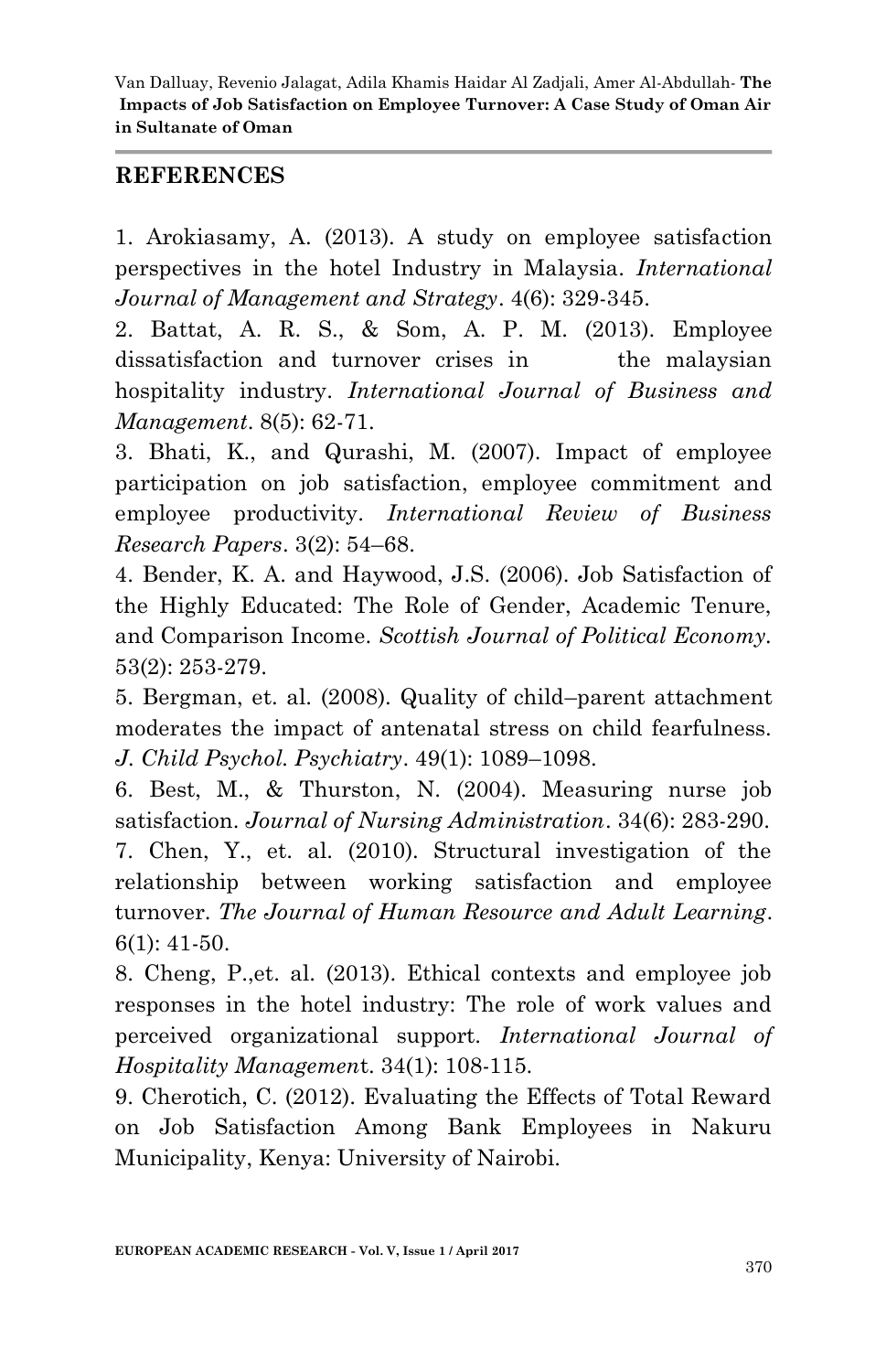## REFERENCES

1. Arokiasamy, A. (2013). A study on employee satisfaction perspectives in the hotel Industry in Malaysia. *International Journal of Management and Strategy*. 4(6): 329-345.
2. Battat, A. R. S., & Som, A. P. M. (2013). Employee dissatisfaction and turnover crises in the malaysian hospitality industry. *International Journal of Business and Management*. 8(5): 62-71.
3. Bhati, K., and Qurashi, M. (2007). Impact of employee participation on job satisfaction, employee commitment and employee productivity. *International Review of Business Research Papers*. 3(2): 54–68.
4. Bender, K. A. and Haywood, J.S. (2006). Job Satisfaction of the Highly Educated: The Role of Gender, Academic Tenure, and Comparison Income. *Scottish Journal of Political Economy*. 53(2): 253-279.
5. Bergman, et. al. (2008). Quality of child–parent attachment moderates the impact of antenatal stress on child fearfulness. *J. Child Psychol. Psychiatry*. 49(1): 1089–1098.
6. Best, M., & Thurston, N. (2004). Measuring nurse job satisfaction. *Journal of Nursing Administration*. 34(6): 283-290.
7. Chen, Y., et. al. (2010). Structural investigation of the relationship between working satisfaction and employee turnover. *The Journal of Human Resource and Adult Learning*. 6(1): 41-50.
8. Cheng, P.,et. al. (2013). Ethical contexts and employee job responses in the hotel industry: The role of work values and perceived organizational support. *International Journal of Hospitality Management*. 34(1): 108-115.
9. Cherotich, C. (2012). Evaluating the Effects of Total Reward on Job Satisfaction Among Bank Employees in Nakuru Municipality, Kenya: University of Nairobi.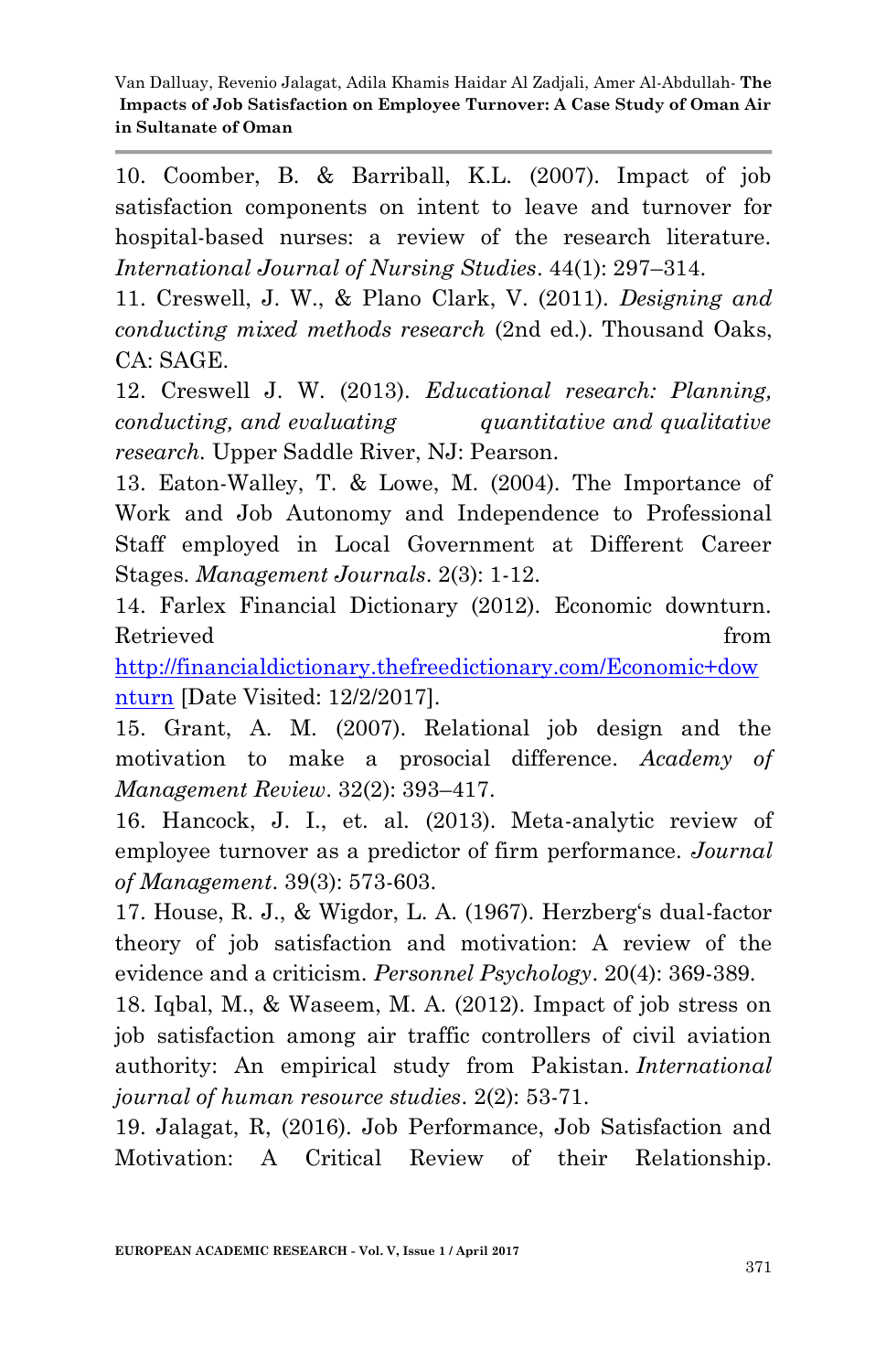10. Coomber, B. & Barriball, K.L. (2007). Impact of job satisfaction components on intent to leave and turnover for hospital-based nurses: a review of the research literature. *International Journal of Nursing Studies*. 44(1): 297–314.

11. Creswell, J. W., & Plano Clark, V. (2011). *Designing and conducting mixed methods research* (2nd ed.). Thousand Oaks, CA: SAGE.

12. Creswell J. W. (2013). *Educational research: Planning, conducting, and evaluating quantitative and qualitative research.* Upper Saddle River, NJ: Pearson.

13. Eaton-Walley, T. & Lowe, M. (2004). The Importance of Work and Job Autonomy and Independence to Professional Staff employed in Local Government at Different Career Stages. *Management Journals*. 2(3): 1-12.

14. Farlex Financial Dictionary (2012). Economic downturn. Retrieved from http://financialdictionary.thefreedictionary.com/Economic+downturn [Date Visited: 12/2/2017].

15. Grant, A. M. (2007). Relational job design and the motivation to make a prosocial difference. *Academy of Management Review*. 32(2): 393–417.

16. Hancock, J. I., et. al. (2013). Meta-analytic review of employee turnover as a predictor of firm performance. *Journal of Management*. 39(3): 573-603.

17. House, R. J., & Wigdor, L. A. (1967). Herzberg's dual-factor theory of job satisfaction and motivation: A review of the evidence and a criticism. *Personnel Psychology*. 20(4): 369-389.

18. Iqbal, M., & Waseem, M. A. (2012). Impact of job stress on job satisfaction among air traffic controllers of civil aviation authority: An empirical study from Pakistan. *International journal of human resource studies*. 2(2): 53-71.

19. Jalagat, R, (2016). Job Performance, Job Satisfaction and Motivation: A Critical Review of their Relationship.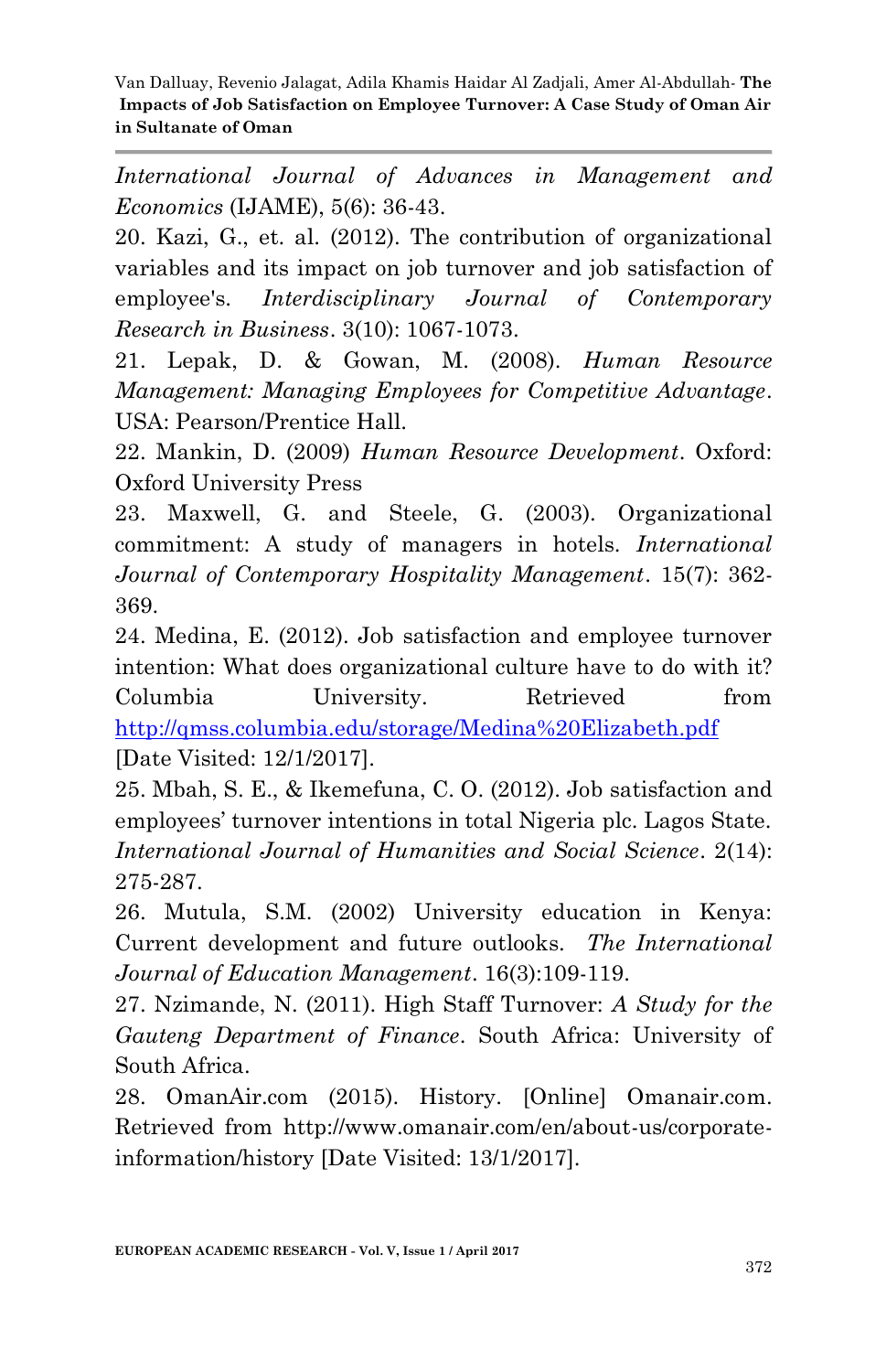*International Journal of Advances in Management and Economics* (IJAME), 5(6): 36-43.

20. Kazi, G., et. al. (2012). The contribution of organizational variables and its impact on job turnover and job satisfaction of employee's. *Interdisciplinary Journal of Contemporary Research in Business*. 3(10): 1067-1073.

21. Lepak, D. & Gowan, M. (2008). *Human Resource Management: Managing Employees for Competitive Advantage*. USA: Pearson/Prentice Hall.

22. Mankin, D. (2009) *Human Resource Development*. Oxford: Oxford University Press

23. Maxwell, G. and Steele, G. (2003). Organizational commitment: A study of managers in hotels. *International Journal of Contemporary Hospitality Management*. 15(7): 362-369.

24. Medina, E. (2012). Job satisfaction and employee turnover intention: What does organizational culture have to do with it? Columbia University. Retrieved from http://qmss.columbia.edu/storage/Medina%20Elizabeth.pdf [Date Visited: 12/1/2017].

25. Mbah, S. E., & Ikemefuna, C. O. (2012). Job satisfaction and employees' turnover intentions in total Nigeria plc. Lagos State. *International Journal of Humanities and Social Science*. 2(14): 275-287.

26. Mutula, S.M. (2002) University education in Kenya: Current development and future outlooks. *The International Journal of Education Management*. 16(3):109-119.

27. Nzimande, N. (2011). High Staff Turnover: *A Study for the Gauteng Department of Finance*. South Africa: University of South Africa.

28. OmanAir.com (2015). History. [Online] Omanair.com. Retrieved from http://www.omanair.com/en/about-us/corporate-information/history [Date Visited: 13/1/2017].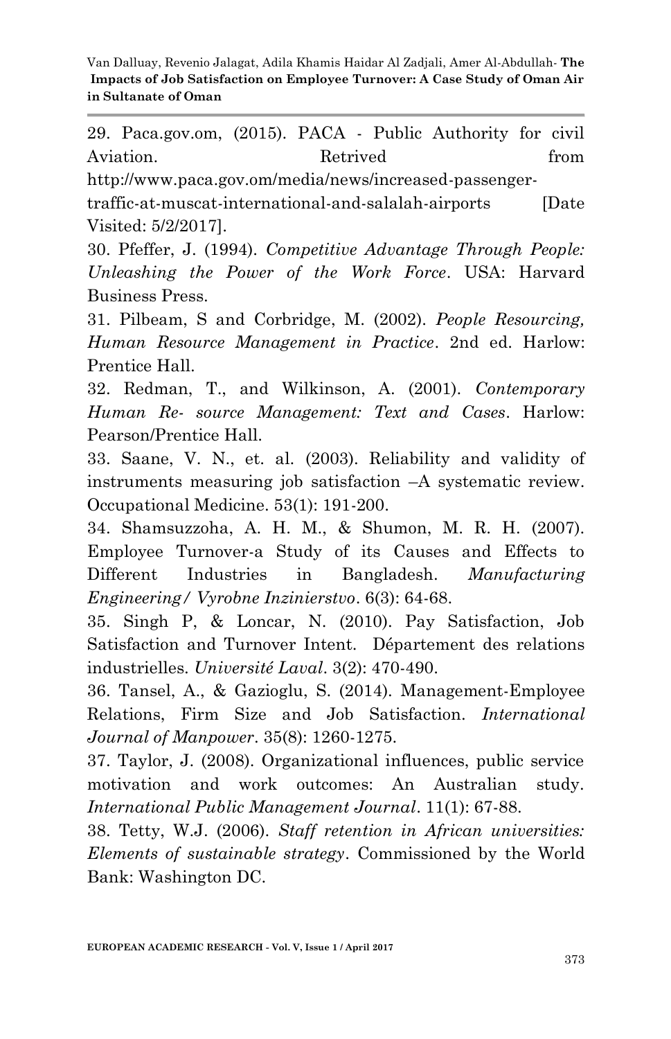29. Paca.gov.om, (2015). PACA - Public Authority for civil Aviation. Retrived from http://www.paca.gov.om/media/news/increased-passenger-traffic-at-muscat-international-and-salalah-airports [Date Visited: 5/2/2017].

30. Pfeffer, J. (1994). *Competitive Advantage Through People: Unleashing the Power of the Work Force*. USA: Harvard Business Press.

31. Pilbeam, S and Corbridge, M. (2002). *People Resourcing, Human Resource Management in Practice*. 2nd ed. Harlow: Prentice Hall.

32. Redman, T., and Wilkinson, A. (2001). *Contemporary Human Re- source Management: Text and Cases*. Harlow: Pearson/Prentice Hall.

33. Saane, V. N., et. al. (2003). Reliability and validity of instruments measuring job satisfaction –A systematic review. Occupational Medicine. 53(1): 191-200.

34. Shamsuzzoha, A. H. M., & Shumon, M. R. H. (2007). Employee Turnover-a Study of its Causes and Effects to Different Industries in Bangladesh. *Manufacturing Engineering/ Vyrobne Inzinierstvo*. 6(3): 64-68.

35. Singh P, & Loncar, N. (2010). Pay Satisfaction, Job Satisfaction and Turnover Intent. Département des relations industrielles. *Université Laval*. 3(2): 470-490.

36. Tansel, A., & Gazioglu, S. (2014). Management-Employee Relations, Firm Size and Job Satisfaction. *International Journal of Manpower*. 35(8): 1260-1275.

37. Taylor, J. (2008). Organizational influences, public service motivation and work outcomes: An Australian study. *International Public Management Journal*. 11(1): 67-88.

38. Tetty, W.J. (2006). *Staff retention in African universities: Elements of sustainable strategy*. Commissioned by the World Bank: Washington DC.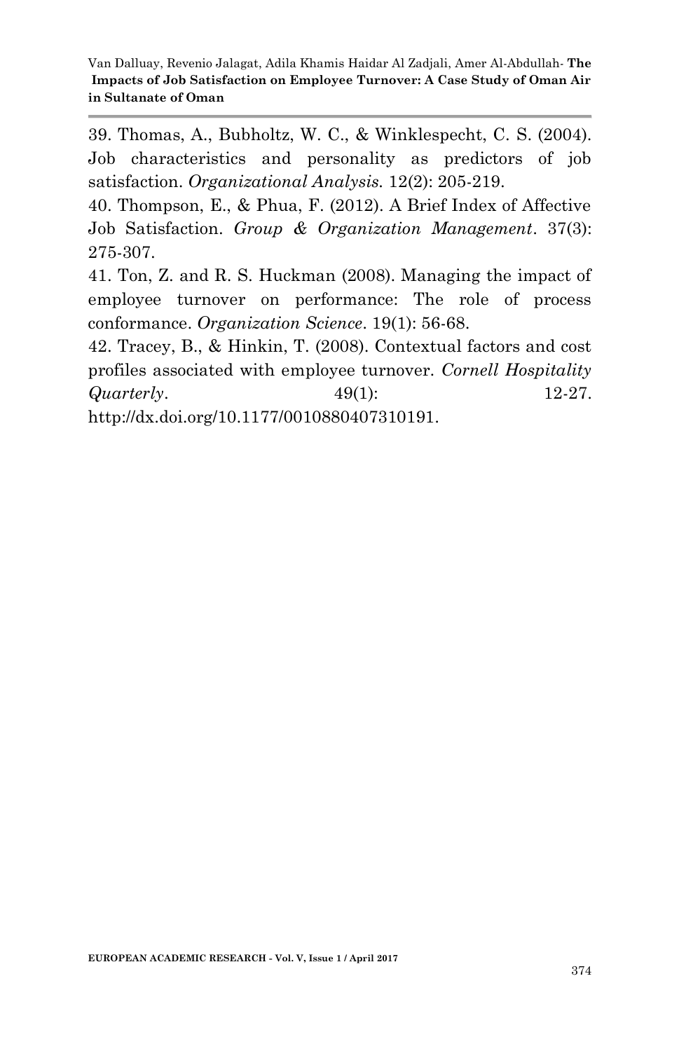39. Thomas, A., Bubholtz, W. C., & Winklespecht, C. S. (2004). Job characteristics and personality as predictors of job satisfaction. *Organizational Analysis.* 12(2): 205-219.

40. Thompson, E., & Phua, F. (2012). A Brief Index of Affective Job Satisfaction. *Group & Organization Management*. 37(3): 275-307.

41. Ton, Z. and R. S. Huckman (2008). Managing the impact of employee turnover on performance: The role of process conformance. *Organization Science*. 19(1): 56-68.

42. Tracey, B., & Hinkin, T. (2008). Contextual factors and cost profiles associated with employee turnover. *Cornell Hospitality Quarterly*. 49(1): 12-27. http://dx.doi.org/10.1177/0010880407310191.